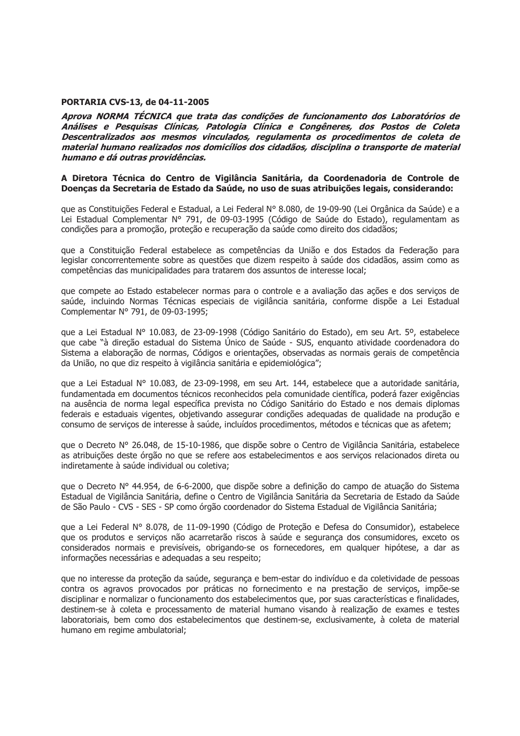**PORTARIA CVS-13, de 04-11-2005**

***Aprova NORMA TÉCNICA que trata das condições de funcionamento dos Laboratórios de Análises e Pesquisas Clínicas, Patologia Clínica e Congêneres, dos Postos de Coleta Descentralizados aos mesmos vinculados, regulamenta os procedimentos de coleta de material humano realizados nos domicílios dos cidadãos, disciplina o transporte de material humano e dá outras providências.***

**A Diretora Técnica do Centro de Vigilância Sanitária, da Coordenadoria de Controle de Doenças da Secretaria de Estado da Saúde, no uso de suas atribuições legais, considerando:**

que as Constituições Federal e Estadual, a Lei Federal N° 8.080, de 19-09-90 (Lei Orgânica da Saúde) e a Lei Estadual Complementar N° 791, de 09-03-1995 (Código de Saúde do Estado), regulamentam as condições para a promoção, proteção e recuperação da saúde como direito dos cidadãos;

que a Constituição Federal estabelece as competências da União e dos Estados da Federação para legislar concorrentemente sobre as questões que dizem respeito à saúde dos cidadãos, assim como as competências das municipalidades para tratarem dos assuntos de interesse local;

que compete ao Estado estabelecer normas para o controle e a avaliação das ações e dos serviços de saúde, incluindo Normas Técnicas especiais de vigilância sanitária, conforme dispõe a Lei Estadual Complementar N° 791, de 09-03-1995;

que a Lei Estadual N° 10.083, de 23-09-1998 (Código Sanitário do Estado), em seu Art. 5º, estabelece que cabe "à direção estadual do Sistema Único de Saúde - SUS, enquanto atividade coordenadora do Sistema a elaboração de normas, Códigos e orientações, observadas as normais gerais de competência da União, no que diz respeito à vigilância sanitária e epidemiológica";

que a Lei Estadual N° 10.083, de 23-09-1998, em seu Art. 144, estabelece que a autoridade sanitária, fundamentada em documentos técnicos reconhecidos pela comunidade científica, poderá fazer exigências na ausência de norma legal específica prevista no Código Sanitário do Estado e nos demais diplomas federais e estaduais vigentes, objetivando assegurar condições adequadas de qualidade na produção e consumo de serviços de interesse à saúde, incluídos procedimentos, métodos e técnicas que as afetem;

que o Decreto N° 26.048, de 15-10-1986, que dispõe sobre o Centro de Vigilância Sanitária, estabelece as atribuições deste órgão no que se refere aos estabelecimentos e aos serviços relacionados direta ou indiretamente à saúde individual ou coletiva;

que o Decreto N° 44.954, de 6-6-2000, que dispõe sobre a definição do campo de atuação do Sistema Estadual de Vigilância Sanitária, define o Centro de Vigilância Sanitária da Secretaria de Estado da Saúde de São Paulo - CVS - SES - SP como órgão coordenador do Sistema Estadual de Vigilância Sanitária;

que a Lei Federal N° 8.078, de 11-09-1990 (Código de Proteção e Defesa do Consumidor), estabelece que os produtos e serviços não acarretarão riscos à saúde e segurança dos consumidores, exceto os considerados normais e previsíveis, obrigando-se os fornecedores, em qualquer hipótese, a dar as informações necessárias e adequadas a seu respeito;

que no interesse da proteção da saúde, segurança e bem-estar do indivíduo e da coletividade de pessoas contra os agravos provocados por práticas no fornecimento e na prestação de serviços, impõe-se disciplinar e normalizar o funcionamento dos estabelecimentos que, por suas características e finalidades, destinem-se à coleta e processamento de material humano visando à realização de exames e testes laboratoriais, bem como dos estabelecimentos que destinem-se, exclusivamente, à coleta de material humano em regime ambulatorial;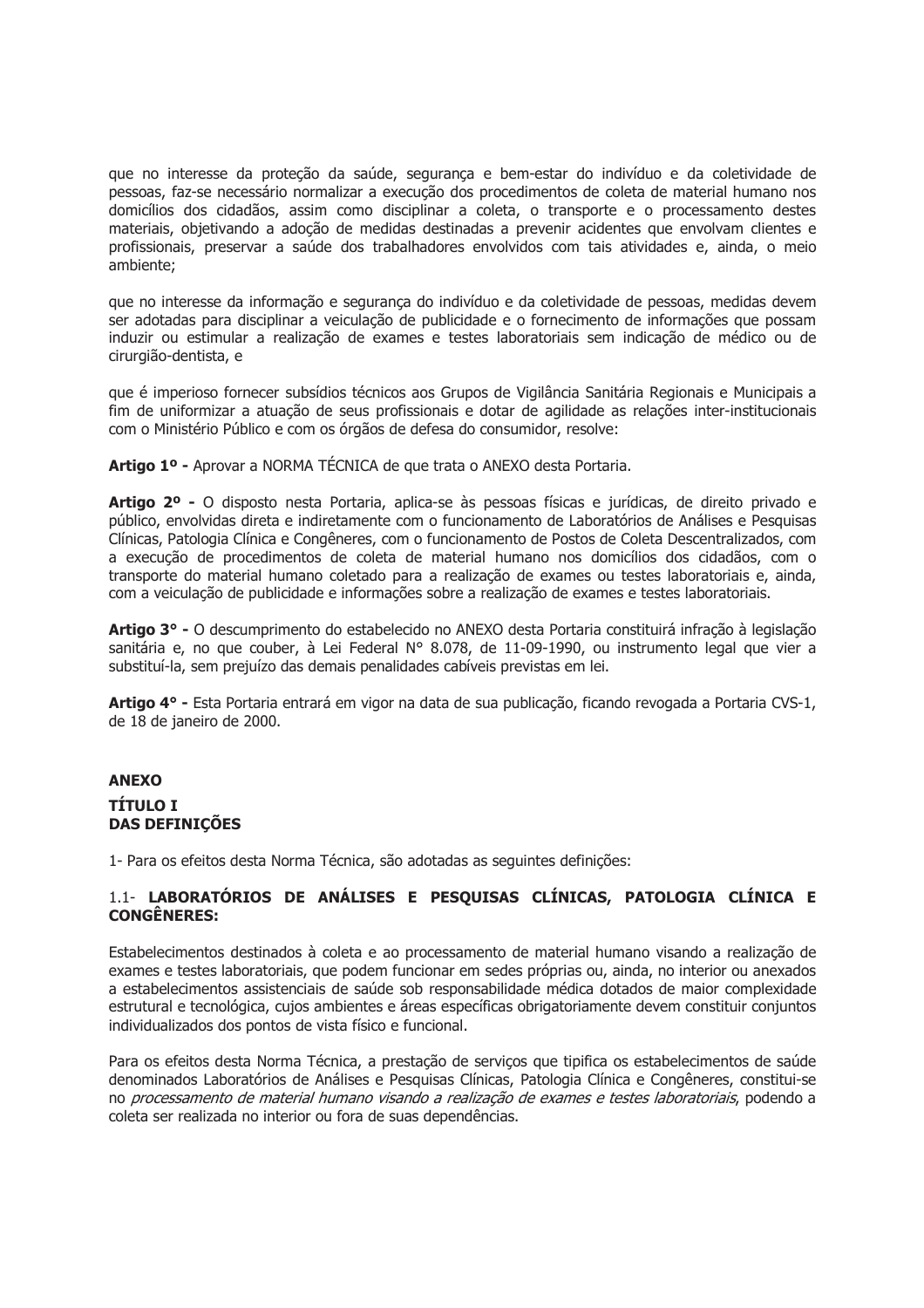que no interesse da proteção da saúde, segurança e bem-estar do indivíduo e da coletividade de pessoas, faz-se necessário normalizar a execução dos procedimentos de coleta de material humano nos domicílios dos cidadãos, assim como disciplinar a coleta, o transporte e o processamento destes materiais, objetivando a adoção de medidas destinadas a prevenir acidentes que envolvam clientes e profissionais, preservar a saúde dos trabalhadores envolvidos com tais atividades e, ainda, o meio ambiente;

que no interesse da informação e segurança do indivíduo e da coletividade de pessoas, medidas devem ser adotadas para disciplinar a veiculação de publicidade e o fornecimento de informações que possam induzir ou estimular a realização de exames e testes laboratoriais sem indicação de médico ou de cirurgião-dentista, e

que é imperioso fornecer subsídios técnicos aos Grupos de Vigilância Sanitária Regionais e Municipais a fim de uniformizar a atuação de seus profissionais e dotar de agilidade as relações inter-institucionais com o Ministério Público e com os órgãos de defesa do consumidor, resolve:

**Artigo 1º -** Aprovar a NORMA TÉCNICA de que trata o ANEXO desta Portaria.

**Artigo 2º -** O disposto nesta Portaria, aplica-se às pessoas físicas e jurídicas, de direito privado e público, envolvidas direta e indiretamente com o funcionamento de Laboratórios de Análises e Pesquisas Clínicas, Patologia Clínica e Congêneres, com o funcionamento de Postos de Coleta Descentralizados, com a execução de procedimentos de coleta de material humano nos domicílios dos cidadãos, com o transporte do material humano coletado para a realização de exames ou testes laboratoriais e, ainda, com a veiculação de publicidade e informações sobre a realização de exames e testes laboratoriais.

**Artigo 3° -** O descumprimento do estabelecido no ANEXO desta Portaria constituirá infração à legislação sanitária e, no que couber, à Lei Federal N° 8.078, de 11-09-1990, ou instrumento legal que vier a substituí-la, sem prejuízo das demais penalidades cabíveis previstas em lei.

**Artigo 4° -** Esta Portaria entrará em vigor na data de sua publicação, ficando revogada a Portaria CVS-1, de 18 de janeiro de 2000.

## ANEXO

## TÍTULO I
## DAS DEFINIÇÕES

1- Para os efeitos desta Norma Técnica, são adotadas as seguintes definições:

### 1.1- LABORATÓRIOS DE ANÁLISES E PESQUISAS CLÍNICAS, PATOLOGIA CLÍNICA E CONGÊNERES:

Estabelecimentos destinados à coleta e ao processamento de material humano visando a realização de exames e testes laboratoriais, que podem funcionar em sedes próprias ou, ainda, no interior ou anexados a estabelecimentos assistenciais de saúde sob responsabilidade médica dotados de maior complexidade estrutural e tecnológica, cujos ambientes e áreas específicas obrigatoriamente devem constituir conjuntos individualizados dos pontos de vista físico e funcional.

Para os efeitos desta Norma Técnica, a prestação de serviços que tipifica os estabelecimentos de saúde denominados Laboratórios de Análises e Pesquisas Clínicas, Patologia Clínica e Congêneres, constitui-se no *processamento de material humano visando a realização de exames e testes laboratoriais*, podendo a coleta ser realizada no interior ou fora de suas dependências.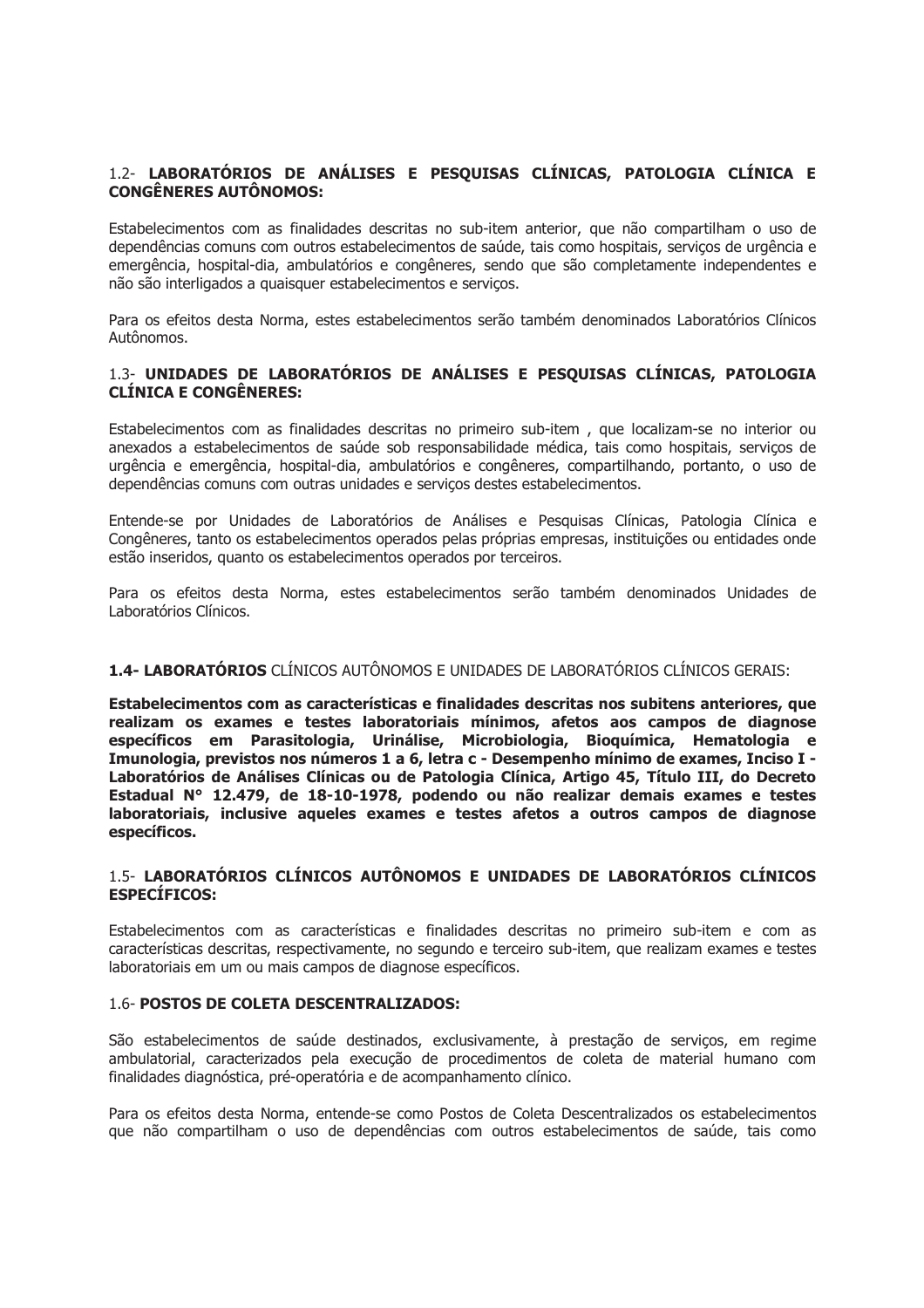1.2- **LABORATÓRIOS DE ANÁLISES E PESQUISAS CLÍNICAS, PATOLOGIA CLÍNICA E CONGÊNERES AUTÔNOMOS:**

Estabelecimentos com as finalidades descritas no sub-item anterior, que não compartilham o uso de dependências comuns com outros estabelecimentos de saúde, tais como hospitais, serviços de urgência e emergência, hospital-dia, ambulatórios e congêneres, sendo que são completamente independentes e não são interligados a quaisquer estabelecimentos e serviços.

Para os efeitos desta Norma, estes estabelecimentos serão também denominados Laboratórios Clínicos Autônomos.

1.3- **UNIDADES DE LABORATÓRIOS DE ANÁLISES E PESQUISAS CLÍNICAS, PATOLOGIA CLÍNICA E CONGÊNERES:**

Estabelecimentos com as finalidades descritas no primeiro sub-item , que localizam-se no interior ou anexados a estabelecimentos de saúde sob responsabilidade médica, tais como hospitais, serviços de urgência e emergência, hospital-dia, ambulatórios e congêneres, compartilhando, portanto, o uso de dependências comuns com outras unidades e serviços destes estabelecimentos.

Entende-se por Unidades de Laboratórios de Análises e Pesquisas Clínicas, Patologia Clínica e Congêneres, tanto os estabelecimentos operados pelas próprias empresas, instituições ou entidades onde estão inseridos, quanto os estabelecimentos operados por terceiros.

Para os efeitos desta Norma, estes estabelecimentos serão também denominados Unidades de Laboratórios Clínicos.

**1.4- LABORATÓRIOS** CLÍNICOS AUTÔNOMOS E UNIDADES DE LABORATÓRIOS CLÍNICOS GERAIS:

**Estabelecimentos com as características e finalidades descritas nos subitens anteriores, que realizam os exames e testes laboratoriais mínimos, afetos aos campos de diagnose específicos em Parasitologia, Urinálise, Microbiologia, Bioquímica, Hematologia e Imunologia, previstos nos números 1 a 6, letra c - Desempenho mínimo de exames, Inciso I - Laboratórios de Análises Clínicas ou de Patologia Clínica, Artigo 45, Título III, do Decreto Estadual N° 12.479, de 18-10-1978, podendo ou não realizar demais exames e testes laboratoriais, inclusive aqueles exames e testes afetos a outros campos de diagnose específicos.**

1.5- **LABORATÓRIOS CLÍNICOS AUTÔNOMOS E UNIDADES DE LABORATÓRIOS CLÍNICOS ESPECÍFICOS:**

Estabelecimentos com as características e finalidades descritas no primeiro sub-item e com as características descritas, respectivamente, no segundo e terceiro sub-item, que realizam exames e testes laboratoriais em um ou mais campos de diagnose específicos.

1.6- **POSTOS DE COLETA DESCENTRALIZADOS:**

São estabelecimentos de saúde destinados, exclusivamente, à prestação de serviços, em regime ambulatorial, caracterizados pela execução de procedimentos de coleta de material humano com finalidades diagnóstica, pré-operatória e de acompanhamento clínico.

Para os efeitos desta Norma, entende-se como Postos de Coleta Descentralizados os estabelecimentos que não compartilham o uso de dependências com outros estabelecimentos de saúde, tais como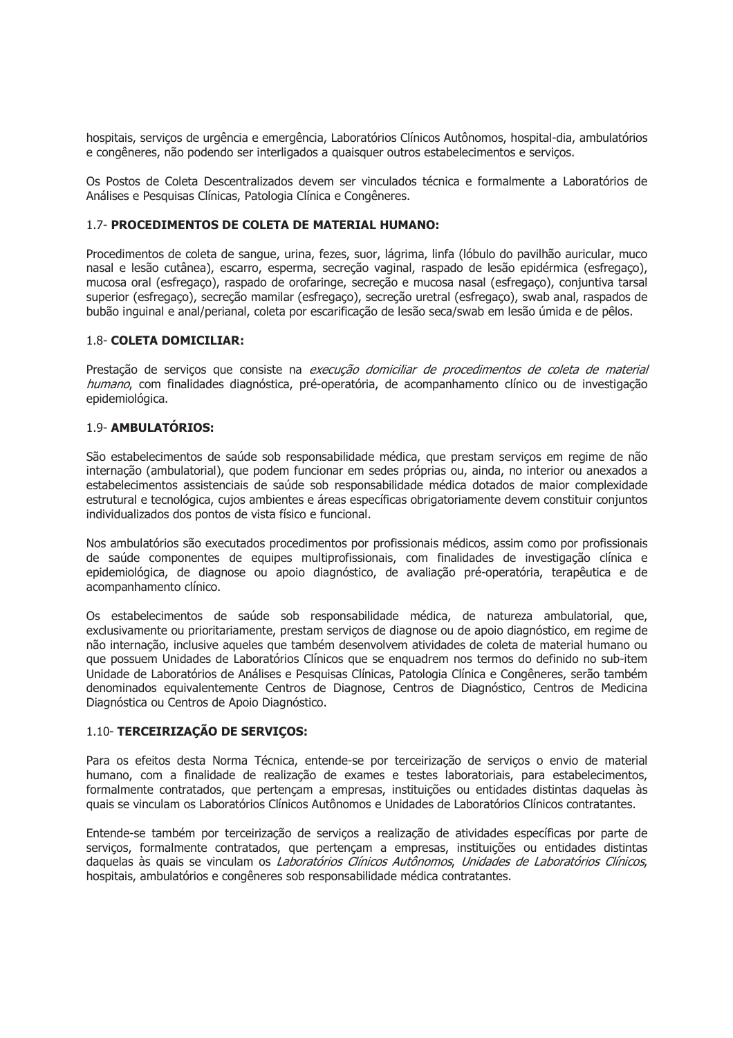hospitais, serviços de urgência e emergência, Laboratórios Clínicos Autônomos, hospital-dia, ambulatórios e congêneres, não podendo ser interligados a quaisquer outros estabelecimentos e serviços.

Os Postos de Coleta Descentralizados devem ser vinculados técnica e formalmente a Laboratórios de Análises e Pesquisas Clínicas, Patologia Clínica e Congêneres.

### 1.7- **PROCEDIMENTOS DE COLETA DE MATERIAL HUMANO:**

Procedimentos de coleta de sangue, urina, fezes, suor, lágrima, linfa (lóbulo do pavilhão auricular, muco nasal e lesão cutânea), escarro, esperma, secreção vaginal, raspado de lesão epidérmica (esfregaço), mucosa oral (esfregaço), raspado de orofaringe, secreção e mucosa nasal (esfregaço), conjuntiva tarsal superior (esfregaço), secreção mamilar (esfregaço), secreção uretral (esfregaço), swab anal, raspados de bubão inguinal e anal/perianal, coleta por escarificação de lesão seca/swab em lesão úmida e de pêlos.

### 1.8- **COLETA DOMICILIAR:**

Prestação de serviços que consiste na *execução domiciliar de procedimentos de coleta de material humano*, com finalidades diagnóstica, pré-operatória, de acompanhamento clínico ou de investigação epidemiológica.

### 1.9- **AMBULATÓRIOS:**

São estabelecimentos de saúde sob responsabilidade médica, que prestam serviços em regime de não internação (ambulatorial), que podem funcionar em sedes próprias ou, ainda, no interior ou anexados a estabelecimentos assistenciais de saúde sob responsabilidade médica dotados de maior complexidade estrutural e tecnológica, cujos ambientes e áreas específicas obrigatoriamente devem constituir conjuntos individualizados dos pontos de vista físico e funcional.

Nos ambulatórios são executados procedimentos por profissionais médicos, assim como por profissionais de saúde componentes de equipes multiprofissionais, com finalidades de investigação clínica e epidemiológica, de diagnose ou apoio diagnóstico, de avaliação pré-operatória, terapêutica e de acompanhamento clínico.

Os estabelecimentos de saúde sob responsabilidade médica, de natureza ambulatorial, que, exclusivamente ou prioritariamente, prestam serviços de diagnose ou de apoio diagnóstico, em regime de não internação, inclusive aqueles que também desenvolvem atividades de coleta de material humano ou que possuem Unidades de Laboratórios Clínicos que se enquadrem nos termos do definido no sub-item Unidade de Laboratórios de Análises e Pesquisas Clínicas, Patologia Clínica e Congêneres, serão também denominados equivalentemente Centros de Diagnose, Centros de Diagnóstico, Centros de Medicina Diagnóstica ou Centros de Apoio Diagnóstico.

### 1.10- **TERCEIRIZAÇÃO DE SERVIÇOS:**

Para os efeitos desta Norma Técnica, entende-se por terceirização de serviços o envio de material humano, com a finalidade de realização de exames e testes laboratoriais, para estabelecimentos, formalmente contratados, que pertençam a empresas, instituições ou entidades distintas daquelas às quais se vinculam os Laboratórios Clínicos Autônomos e Unidades de Laboratórios Clínicos contratantes.

Entende-se também por terceirização de serviços a realização de atividades específicas por parte de serviços, formalmente contratados, que pertençam a empresas, instituições ou entidades distintas daquelas às quais se vinculam os *Laboratórios Clínicos Autônomos*, *Unidades de Laboratórios Clínicos*, hospitais, ambulatórios e congêneres sob responsabilidade médica contratantes.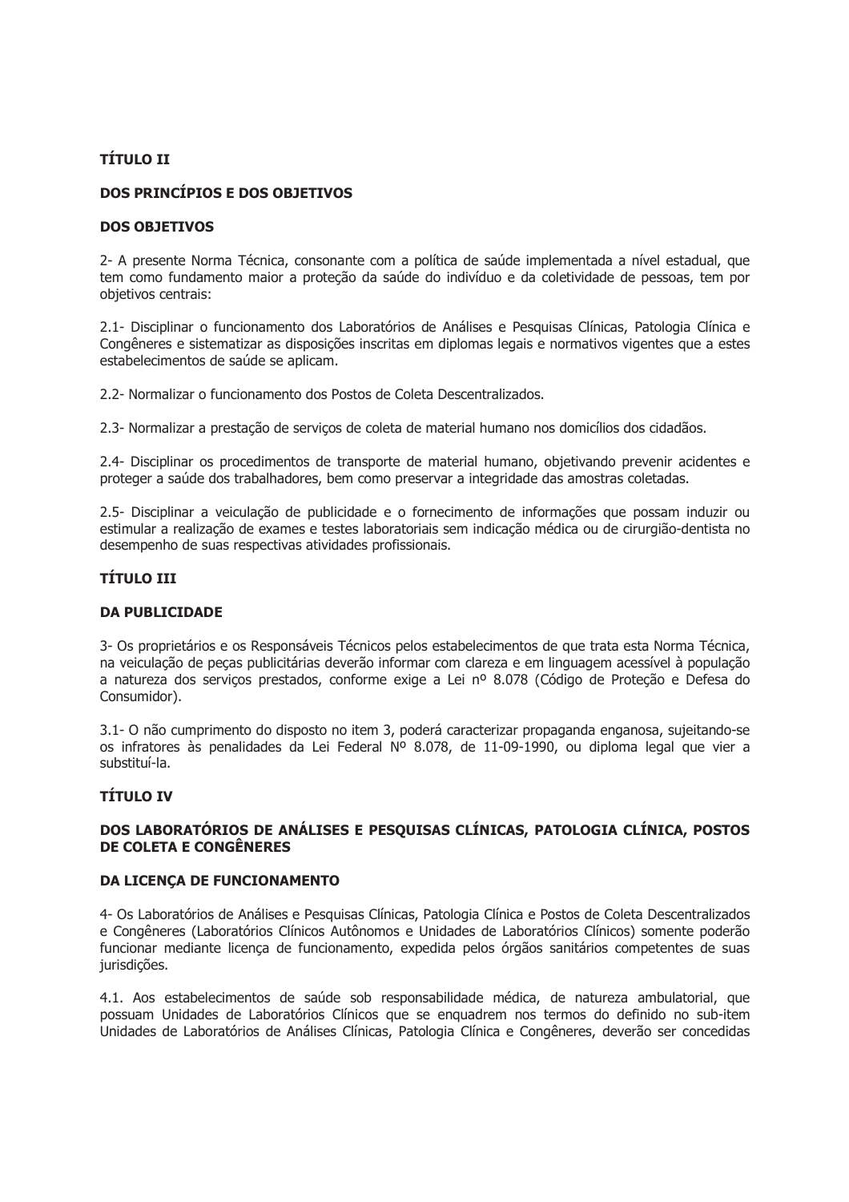## TÍTULO II

## DOS PRINCÍPIOS E DOS OBJETIVOS

### DOS OBJETIVOS

2- A presente Norma Técnica, consonante com a política de saúde implementada a nível estadual, que tem como fundamento maior a proteção da saúde do indivíduo e da coletividade de pessoas, tem por objetivos centrais:

2.1- Disciplinar o funcionamento dos Laboratórios de Análises e Pesquisas Clínicas, Patologia Clínica e Congêneres e sistematizar as disposições inscritas em diplomas legais e normativos vigentes que a estes estabelecimentos de saúde se aplicam.

2.2- Normalizar o funcionamento dos Postos de Coleta Descentralizados.

2.3- Normalizar a prestação de serviços de coleta de material humano nos domicílios dos cidadãos.

2.4- Disciplinar os procedimentos de transporte de material humano, objetivando prevenir acidentes e proteger a saúde dos trabalhadores, bem como preservar a integridade das amostras coletadas.

2.5- Disciplinar a veiculação de publicidade e o fornecimento de informações que possam induzir ou estimular a realização de exames e testes laboratoriais sem indicação médica ou de cirurgião-dentista no desempenho de suas respectivas atividades profissionais.

## TÍTULO III

## DA PUBLICIDADE

3- Os proprietários e os Responsáveis Técnicos pelos estabelecimentos de que trata esta Norma Técnica, na veiculação de peças publicitárias deverão informar com clareza e em linguagem acessível à população a natureza dos serviços prestados, conforme exige a Lei nº 8.078 (Código de Proteção e Defesa do Consumidor).

3.1- O não cumprimento do disposto no item 3, poderá caracterizar propaganda enganosa, sujeitando-se os infratores às penalidades da Lei Federal Nº 8.078, de 11-09-1990, ou diploma legal que vier a substituí-la.

## TÍTULO IV

## DOS LABORATÓRIOS DE ANÁLISES E PESQUISAS CLÍNICAS, PATOLOGIA CLÍNICA, POSTOS DE COLETA E CONGÊNERES

### DA LICENÇA DE FUNCIONAMENTO

4- Os Laboratórios de Análises e Pesquisas Clínicas, Patologia Clínica e Postos de Coleta Descentralizados e Congêneres (Laboratórios Clínicos Autônomos e Unidades de Laboratórios Clínicos) somente poderão funcionar mediante licença de funcionamento, expedida pelos órgãos sanitários competentes de suas jurisdições.

4.1. Aos estabelecimentos de saúde sob responsabilidade médica, de natureza ambulatorial, que possuam Unidades de Laboratórios Clínicos que se enquadrem nos termos do definido no sub-item Unidades de Laboratórios de Análises Clínicas, Patologia Clínica e Congêneres, deverão ser concedidas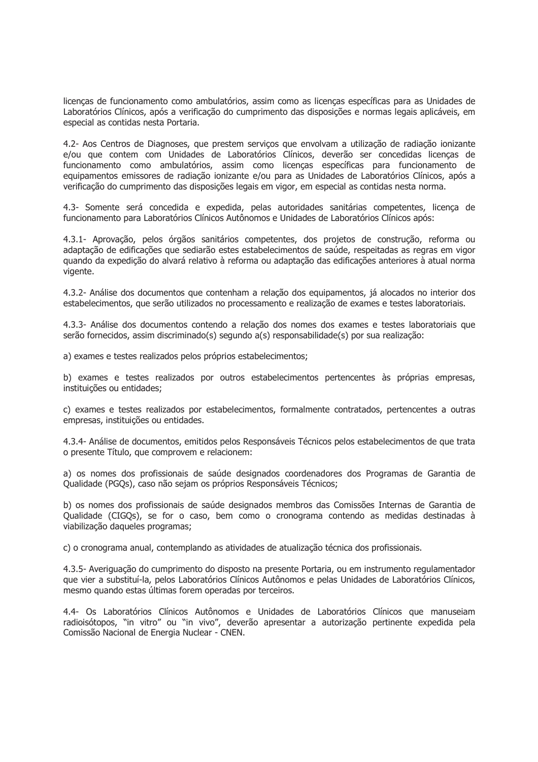licenças de funcionamento como ambulatórios, assim como as licenças específicas para as Unidades de Laboratórios Clínicos, após a verificação do cumprimento das disposições e normas legais aplicáveis, em especial as contidas nesta Portaria.

4.2- Aos Centros de Diagnoses, que prestem serviços que envolvam a utilização de radiação ionizante e/ou que contem com Unidades de Laboratórios Clínicos, deverão ser concedidas licenças de funcionamento como ambulatórios, assim como licenças específicas para funcionamento de equipamentos emissores de radiação ionizante e/ou para as Unidades de Laboratórios Clínicos, após a verificação do cumprimento das disposições legais em vigor, em especial as contidas nesta norma.

4.3- Somente será concedida e expedida, pelas autoridades sanitárias competentes, licença de funcionamento para Laboratórios Clínicos Autônomos e Unidades de Laboratórios Clínicos após:

4.3.1- Aprovação, pelos órgãos sanitários competentes, dos projetos de construção, reforma ou adaptação de edificações que sediarão estes estabelecimentos de saúde, respeitadas as regras em vigor quando da expedição do alvará relativo à reforma ou adaptação das edificações anteriores à atual norma vigente.

4.3.2- Análise dos documentos que contenham a relação dos equipamentos, já alocados no interior dos estabelecimentos, que serão utilizados no processamento e realização de exames e testes laboratoriais.

4.3.3- Análise dos documentos contendo a relação dos nomes dos exames e testes laboratoriais que serão fornecidos, assim discriminado(s) segundo a(s) responsabilidade(s) por sua realização:

a) exames e testes realizados pelos próprios estabelecimentos;

b) exames e testes realizados por outros estabelecimentos pertencentes às próprias empresas, instituições ou entidades;

c) exames e testes realizados por estabelecimentos, formalmente contratados, pertencentes a outras empresas, instituições ou entidades.

4.3.4- Análise de documentos, emitidos pelos Responsáveis Técnicos pelos estabelecimentos de que trata o presente Título, que comprovem e relacionem:

a) os nomes dos profissionais de saúde designados coordenadores dos Programas de Garantia de Qualidade (PGQs), caso não sejam os próprios Responsáveis Técnicos;

b) os nomes dos profissionais de saúde designados membros das Comissões Internas de Garantia de Qualidade (CIGQs), se for o caso, bem como o cronograma contendo as medidas destinadas à viabilização daqueles programas;

c) o cronograma anual, contemplando as atividades de atualização técnica dos profissionais.

4.3.5- Averiguação do cumprimento do disposto na presente Portaria, ou em instrumento regulamentador que vier a substituí-la, pelos Laboratórios Clínicos Autônomos e pelas Unidades de Laboratórios Clínicos, mesmo quando estas últimas forem operadas por terceiros.

4.4- Os Laboratórios Clínicos Autônomos e Unidades de Laboratórios Clínicos que manuseiam radioisótopos, "in vitro" ou "in vivo", deverão apresentar a autorização pertinente expedida pela Comissão Nacional de Energia Nuclear - CNEN.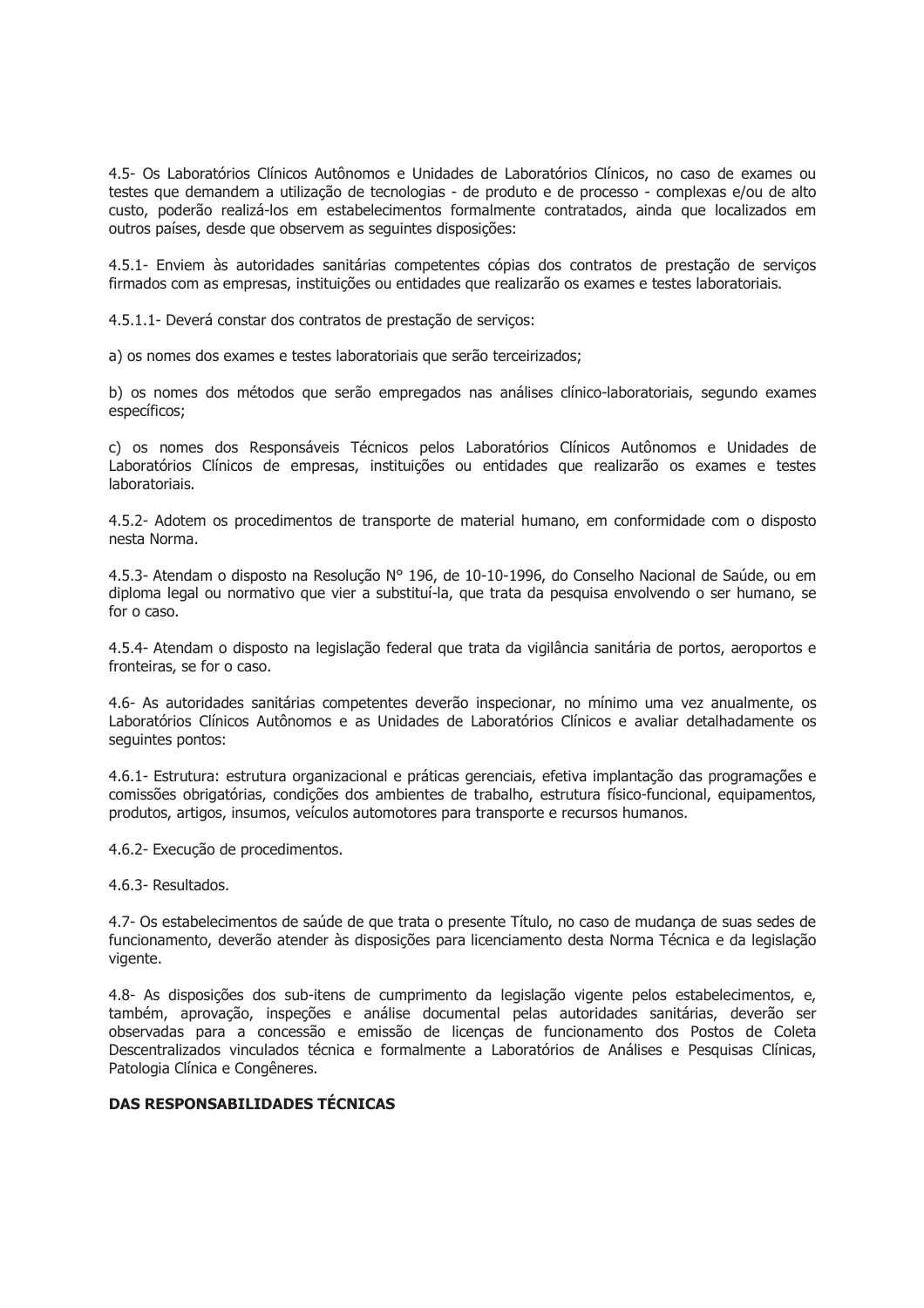4.5- Os Laboratórios Clínicos Autônomos e Unidades de Laboratórios Clínicos, no caso de exames ou testes que demandem a utilização de tecnologias - de produto e de processo - complexas e/ou de alto custo, poderão realizá-los em estabelecimentos formalmente contratados, ainda que localizados em outros países, desde que observem as seguintes disposições:

4.5.1- Enviem às autoridades sanitárias competentes cópias dos contratos de prestação de serviços firmados com as empresas, instituições ou entidades que realizarão os exames e testes laboratoriais.

4.5.1.1- Deverá constar dos contratos de prestação de serviços:

a) os nomes dos exames e testes laboratoriais que serão terceirizados;

b) os nomes dos métodos que serão empregados nas análises clínico-laboratoriais, segundo exames específicos;

c) os nomes dos Responsáveis Técnicos pelos Laboratórios Clínicos Autônomos e Unidades de Laboratórios Clínicos de empresas, instituições ou entidades que realizarão os exames e testes laboratoriais.

4.5.2- Adotem os procedimentos de transporte de material humano, em conformidade com o disposto nesta Norma.

4.5.3- Atendam o disposto na Resolução N° 196, de 10-10-1996, do Conselho Nacional de Saúde, ou em diploma legal ou normativo que vier a substituí-la, que trata da pesquisa envolvendo o ser humano, se for o caso.

4.5.4- Atendam o disposto na legislação federal que trata da vigilância sanitária de portos, aeroportos e fronteiras, se for o caso.

4.6- As autoridades sanitárias competentes deverão inspecionar, no mínimo uma vez anualmente, os Laboratórios Clínicos Autônomos e as Unidades de Laboratórios Clínicos e avaliar detalhadamente os seguintes pontos:

4.6.1- Estrutura: estrutura organizacional e práticas gerenciais, efetiva implantação das programações e comissões obrigatórias, condições dos ambientes de trabalho, estrutura físico-funcional, equipamentos, produtos, artigos, insumos, veículos automotores para transporte e recursos humanos.

4.6.2- Execução de procedimentos.

4.6.3- Resultados.

4.7- Os estabelecimentos de saúde de que trata o presente Título, no caso de mudança de suas sedes de funcionamento, deverão atender às disposições para licenciamento desta Norma Técnica e da legislação vigente.

4.8- As disposições dos sub-itens de cumprimento da legislação vigente pelos estabelecimentos, e, também, aprovação, inspeções e análise documental pelas autoridades sanitárias, deverão ser observadas para a concessão e emissão de licenças de funcionamento dos Postos de Coleta Descentralizados vinculados técnica e formalmente a Laboratórios de Análises e Pesquisas Clínicas, Patologia Clínica e Congêneres.

**DAS RESPONSABILIDADES TÉCNICAS**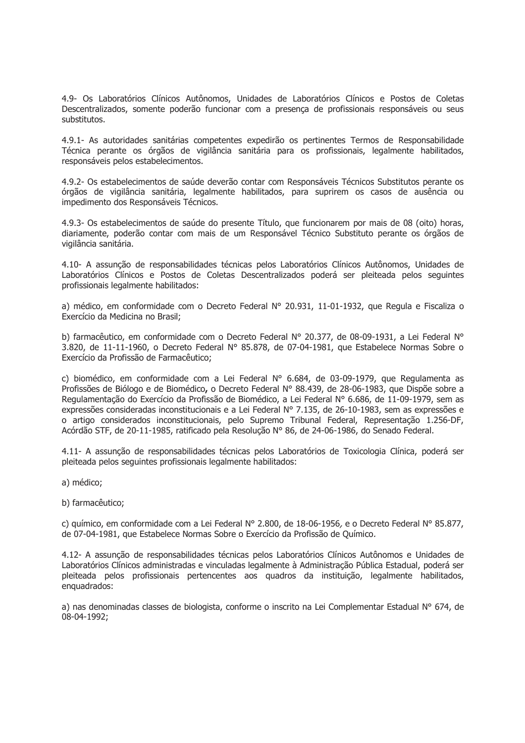4.9- Os Laboratórios Clínicos Autônomos, Unidades de Laboratórios Clínicos e Postos de Coletas Descentralizados, somente poderão funcionar com a presença de profissionais responsáveis ou seus substitutos.

4.9.1- As autoridades sanitárias competentes expedirão os pertinentes Termos de Responsabilidade Técnica perante os órgãos de vigilância sanitária para os profissionais, legalmente habilitados, responsáveis pelos estabelecimentos.

4.9.2- Os estabelecimentos de saúde deverão contar com Responsáveis Técnicos Substitutos perante os órgãos de vigilância sanitária, legalmente habilitados, para suprirem os casos de ausência ou impedimento dos Responsáveis Técnicos.

4.9.3- Os estabelecimentos de saúde do presente Título, que funcionarem por mais de 08 (oito) horas, diariamente, poderão contar com mais de um Responsável Técnico Substituto perante os órgãos de vigilância sanitária.

4.10- A assunção de responsabilidades técnicas pelos Laboratórios Clínicos Autônomos, Unidades de Laboratórios Clínicos e Postos de Coletas Descentralizados poderá ser pleiteada pelos seguintes profissionais legalmente habilitados:

a) médico, em conformidade com o Decreto Federal N° 20.931, 11-01-1932, que Regula e Fiscaliza o Exercício da Medicina no Brasil;

b) farmacêutico, em conformidade com o Decreto Federal N° 20.377, de 08-09-1931, a Lei Federal N° 3.820, de 11-11-1960, o Decreto Federal N° 85.878, de 07-04-1981, que Estabelece Normas Sobre o Exercício da Profissão de Farmacêutico;

c) biomédico, em conformidade com a Lei Federal N° 6.684, de 03-09-1979, que Regulamenta as Profissões de Biólogo e de Biomédico**,** o Decreto Federal N° 88.439, de 28-06-1983, que Dispõe sobre a Regulamentação do Exercício da Profissão de Biomédico, a Lei Federal N° 6.686, de 11-09-1979, sem as expressões consideradas inconstitucionais e a Lei Federal N° 7.135, de 26-10-1983, sem as expressões e o artigo considerados inconstitucionais, pelo Supremo Tribunal Federal, Representação 1.256-DF, Acórdão STF, de 20-11-1985, ratificado pela Resolução N° 86, de 24-06-1986, do Senado Federal.

4.11- A assunção de responsabilidades técnicas pelos Laboratórios de Toxicologia Clínica, poderá ser pleiteada pelos seguintes profissionais legalmente habilitados:

a) médico;

b) farmacêutico;

c) químico, em conformidade com a Lei Federal N° 2.800, de 18-06-1956, e o Decreto Federal N° 85.877, de 07-04-1981, que Estabelece Normas Sobre o Exercício da Profissão de Químico.

4.12- A assunção de responsabilidades técnicas pelos Laboratórios Clínicos Autônomos e Unidades de Laboratórios Clínicos administradas e vinculadas legalmente à Administração Pública Estadual, poderá ser pleiteada pelos profissionais pertencentes aos quadros da instituição, legalmente habilitados, enquadrados:

a) nas denominadas classes de biologista, conforme o inscrito na Lei Complementar Estadual N° 674, de 08-04-1992;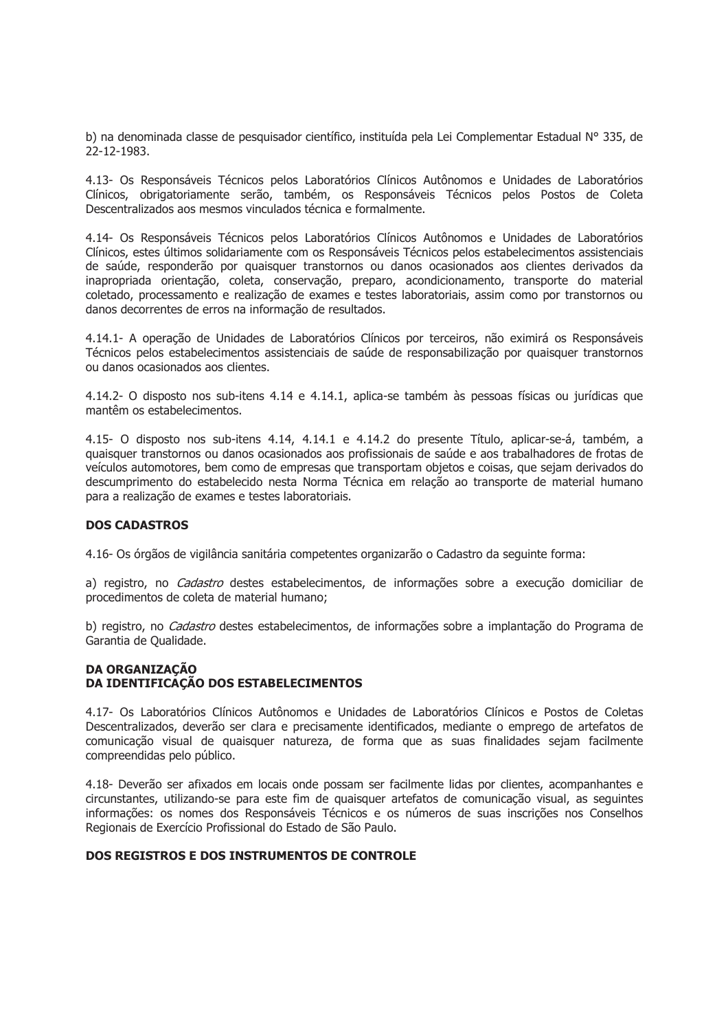b) na denominada classe de pesquisador científico, instituída pela Lei Complementar Estadual N° 335, de 22-12-1983.

4.13- Os Responsáveis Técnicos pelos Laboratórios Clínicos Autônomos e Unidades de Laboratórios Clínicos, obrigatoriamente serão, também, os Responsáveis Técnicos pelos Postos de Coleta Descentralizados aos mesmos vinculados técnica e formalmente.

4.14- Os Responsáveis Técnicos pelos Laboratórios Clínicos Autônomos e Unidades de Laboratórios Clínicos, estes últimos solidariamente com os Responsáveis Técnicos pelos estabelecimentos assistenciais de saúde, responderão por quaisquer transtornos ou danos ocasionados aos clientes derivados da inapropriada orientação, coleta, conservação, preparo, acondicionamento, transporte do material coletado, processamento e realização de exames e testes laboratoriais, assim como por transtornos ou danos decorrentes de erros na informação de resultados.

4.14.1- A operação de Unidades de Laboratórios Clínicos por terceiros, não eximirá os Responsáveis Técnicos pelos estabelecimentos assistenciais de saúde de responsabilização por quaisquer transtornos ou danos ocasionados aos clientes.

4.14.2- O disposto nos sub-itens 4.14 e 4.14.1, aplica-se também às pessoas físicas ou jurídicas que mantêm os estabelecimentos.

4.15- O disposto nos sub-itens 4.14, 4.14.1 e 4.14.2 do presente Título, aplicar-se-á, também, a quaisquer transtornos ou danos ocasionados aos profissionais de saúde e aos trabalhadores de frotas de veículos automotores, bem como de empresas que transportam objetos e coisas, que sejam derivados do descumprimento do estabelecido nesta Norma Técnica em relação ao transporte de material humano para a realização de exames e testes laboratoriais.

**DOS CADASTROS**

4.16- Os órgãos de vigilância sanitária competentes organizarão o Cadastro da seguinte forma:

a) registro, no *Cadastro* destes estabelecimentos, de informações sobre a execução domiciliar de procedimentos de coleta de material humano;

b) registro, no *Cadastro* destes estabelecimentos, de informações sobre a implantação do Programa de Garantia de Qualidade.

**DA ORGANIZAÇÃO**
**DA IDENTIFICAÇÃO DOS ESTABELECIMENTOS**

4.17- Os Laboratórios Clínicos Autônomos e Unidades de Laboratórios Clínicos e Postos de Coletas Descentralizados, deverão ser clara e precisamente identificados, mediante o emprego de artefatos de comunicação visual de quaisquer natureza, de forma que as suas finalidades sejam facilmente compreendidas pelo público.

4.18- Deverão ser afixados em locais onde possam ser facilmente lidas por clientes, acompanhantes e circunstantes, utilizando-se para este fim de quaisquer artefatos de comunicação visual, as seguintes informações: os nomes dos Responsáveis Técnicos e os números de suas inscrições nos Conselhos Regionais de Exercício Profissional do Estado de São Paulo.

**DOS REGISTROS E DOS INSTRUMENTOS DE CONTROLE**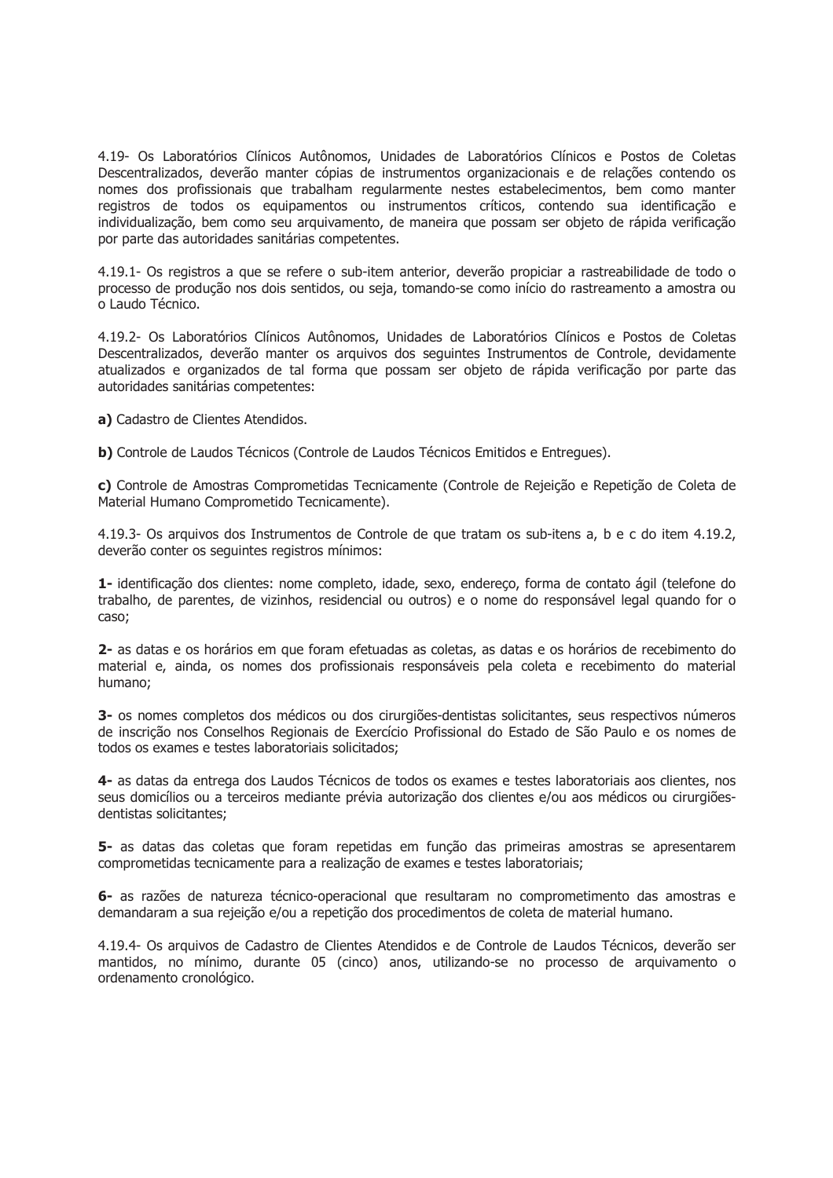4.19- Os Laboratórios Clínicos Autônomos, Unidades de Laboratórios Clínicos e Postos de Coletas Descentralizados, deverão manter cópias de instrumentos organizacionais e de relações contendo os nomes dos profissionais que trabalham regularmente nestes estabelecimentos, bem como manter registros de todos os equipamentos ou instrumentos críticos, contendo sua identificação e individualização, bem como seu arquivamento, de maneira que possam ser objeto de rápida verificação por parte das autoridades sanitárias competentes.

4.19.1- Os registros a que se refere o sub-item anterior, deverão propiciar a rastreabilidade de todo o processo de produção nos dois sentidos, ou seja, tomando-se como início do rastreamento a amostra ou o Laudo Técnico.

4.19.2- Os Laboratórios Clínicos Autônomos, Unidades de Laboratórios Clínicos e Postos de Coletas Descentralizados, deverão manter os arquivos dos seguintes Instrumentos de Controle, devidamente atualizados e organizados de tal forma que possam ser objeto de rápida verificação por parte das autoridades sanitárias competentes:

**a)** Cadastro de Clientes Atendidos.

**b)** Controle de Laudos Técnicos (Controle de Laudos Técnicos Emitidos e Entregues).

**c)** Controle de Amostras Comprometidas Tecnicamente (Controle de Rejeição e Repetição de Coleta de Material Humano Comprometido Tecnicamente).

4.19.3- Os arquivos dos Instrumentos de Controle de que tratam os sub-itens a, b e c do item 4.19.2, deverão conter os seguintes registros mínimos:

**1-** identificação dos clientes: nome completo, idade, sexo, endereço, forma de contato ágil (telefone do trabalho, de parentes, de vizinhos, residencial ou outros) e o nome do responsável legal quando for o caso;

**2-** as datas e os horários em que foram efetuadas as coletas, as datas e os horários de recebimento do material e, ainda, os nomes dos profissionais responsáveis pela coleta e recebimento do material humano;

**3-** os nomes completos dos médicos ou dos cirurgiões-dentistas solicitantes, seus respectivos números de inscrição nos Conselhos Regionais de Exercício Profissional do Estado de São Paulo e os nomes de todos os exames e testes laboratoriais solicitados;

**4-** as datas da entrega dos Laudos Técnicos de todos os exames e testes laboratoriais aos clientes, nos seus domicílios ou a terceiros mediante prévia autorização dos clientes e/ou aos médicos ou cirurgiões-dentistas solicitantes;

**5-** as datas das coletas que foram repetidas em função das primeiras amostras se apresentarem comprometidas tecnicamente para a realização de exames e testes laboratoriais;

**6-** as razões de natureza técnico-operacional que resultaram no comprometimento das amostras e demandaram a sua rejeição e/ou a repetição dos procedimentos de coleta de material humano.

4.19.4- Os arquivos de Cadastro de Clientes Atendidos e de Controle de Laudos Técnicos, deverão ser mantidos, no mínimo, durante 05 (cinco) anos, utilizando-se no processo de arquivamento o ordenamento cronológico.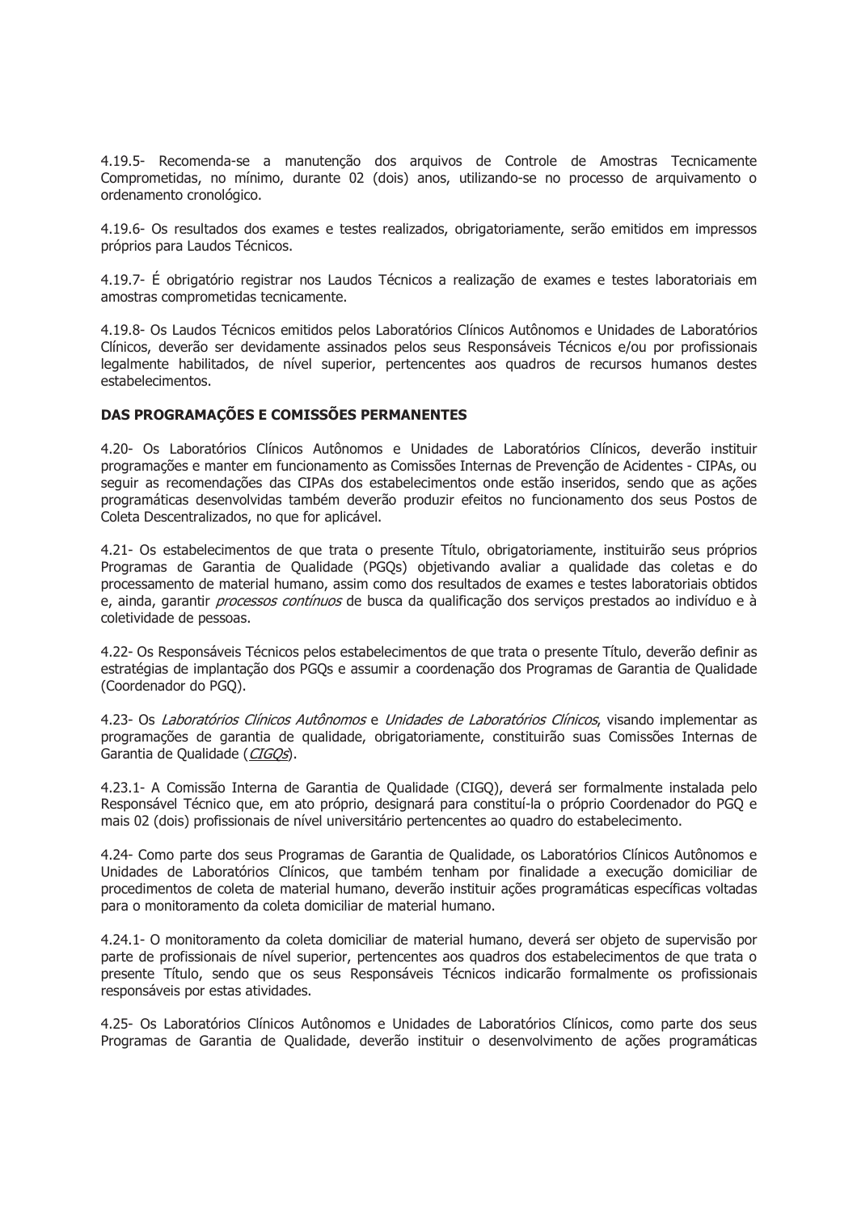4.19.5- Recomenda-se a manutenção dos arquivos de Controle de Amostras Tecnicamente Comprometidas, no mínimo, durante 02 (dois) anos, utilizando-se no processo de arquivamento o ordenamento cronológico.

4.19.6- Os resultados dos exames e testes realizados, obrigatoriamente, serão emitidos em impressos próprios para Laudos Técnicos.

4.19.7- É obrigatório registrar nos Laudos Técnicos a realização de exames e testes laboratoriais em amostras comprometidas tecnicamente.

4.19.8- Os Laudos Técnicos emitidos pelos Laboratórios Clínicos Autônomos e Unidades de Laboratórios Clínicos, deverão ser devidamente assinados pelos seus Responsáveis Técnicos e/ou por profissionais legalmente habilitados, de nível superior, pertencentes aos quadros de recursos humanos destes estabelecimentos.

**DAS PROGRAMAÇÕES E COMISSÕES PERMANENTES**

4.20- Os Laboratórios Clínicos Autônomos e Unidades de Laboratórios Clínicos, deverão instituir programações e manter em funcionamento as Comissões Internas de Prevenção de Acidentes - CIPAs, ou seguir as recomendações das CIPAs dos estabelecimentos onde estão inseridos, sendo que as ações programáticas desenvolvidas também deverão produzir efeitos no funcionamento dos seus Postos de Coleta Descentralizados, no que for aplicável.

4.21- Os estabelecimentos de que trata o presente Título, obrigatoriamente, instituirão seus próprios Programas de Garantia de Qualidade (PGQs) objetivando avaliar a qualidade das coletas e do processamento de material humano, assim como dos resultados de exames e testes laboratoriais obtidos e, ainda, garantir *processos contínuos* de busca da qualificação dos serviços prestados ao indivíduo e à coletividade de pessoas.

4.22- Os Responsáveis Técnicos pelos estabelecimentos de que trata o presente Título, deverão definir as estratégias de implantação dos PGQs e assumir a coordenação dos Programas de Garantia de Qualidade (Coordenador do PGQ).

4.23- Os *Laboratórios Clínicos Autônomos* e *Unidades de Laboratórios Clínicos*, visando implementar as programações de garantia de qualidade, obrigatoriamente, constituirão suas Comissões Internas de Garantia de Qualidade (*CIGQs*).

4.23.1- A Comissão Interna de Garantia de Qualidade (CIGQ), deverá ser formalmente instalada pelo Responsável Técnico que, em ato próprio, designará para constituí-la o próprio Coordenador do PGQ e mais 02 (dois) profissionais de nível universitário pertencentes ao quadro do estabelecimento.

4.24- Como parte dos seus Programas de Garantia de Qualidade, os Laboratórios Clínicos Autônomos e Unidades de Laboratórios Clínicos, que também tenham por finalidade a execução domiciliar de procedimentos de coleta de material humano, deverão instituir ações programáticas específicas voltadas para o monitoramento da coleta domiciliar de material humano.

4.24.1- O monitoramento da coleta domiciliar de material humano, deverá ser objeto de supervisão por parte de profissionais de nível superior, pertencentes aos quadros dos estabelecimentos de que trata o presente Título, sendo que os seus Responsáveis Técnicos indicarão formalmente os profissionais responsáveis por estas atividades.

4.25- Os Laboratórios Clínicos Autônomos e Unidades de Laboratórios Clínicos, como parte dos seus Programas de Garantia de Qualidade, deverão instituir o desenvolvimento de ações programáticas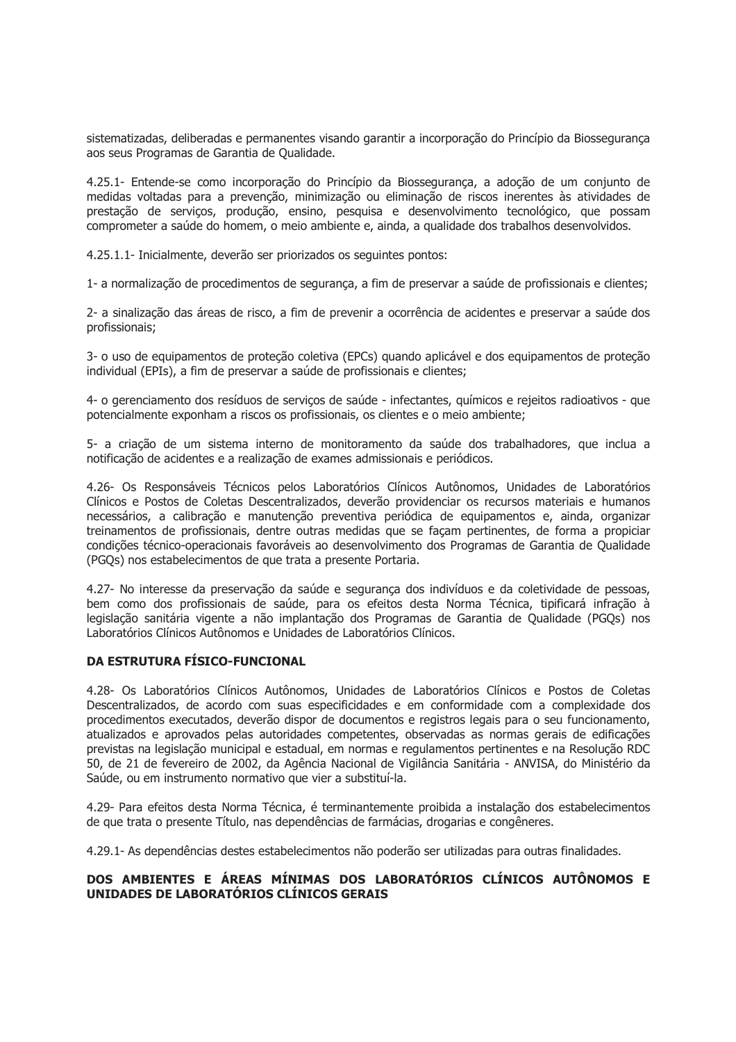sistematizadas, deliberadas e permanentes visando garantir a incorporação do Princípio da Biossegurança aos seus Programas de Garantia de Qualidade.

4.25.1- Entende-se como incorporação do Princípio da Biossegurança, a adoção de um conjunto de medidas voltadas para a prevenção, minimização ou eliminação de riscos inerentes às atividades de prestação de serviços, produção, ensino, pesquisa e desenvolvimento tecnológico, que possam comprometer a saúde do homem, o meio ambiente e, ainda, a qualidade dos trabalhos desenvolvidos.

4.25.1.1- Inicialmente, deverão ser priorizados os seguintes pontos:

1- a normalização de procedimentos de segurança, a fim de preservar a saúde de profissionais e clientes;

2- a sinalização das áreas de risco, a fim de prevenir a ocorrência de acidentes e preservar a saúde dos profissionais;

3- o uso de equipamentos de proteção coletiva (EPCs) quando aplicável e dos equipamentos de proteção individual (EPIs), a fim de preservar a saúde de profissionais e clientes;

4- o gerenciamento dos resíduos de serviços de saúde - infectantes, químicos e rejeitos radioativos - que potencialmente exponham a riscos os profissionais, os clientes e o meio ambiente;

5- a criação de um sistema interno de monitoramento da saúde dos trabalhadores, que inclua a notificação de acidentes e a realização de exames admissionais e periódicos.

4.26- Os Responsáveis Técnicos pelos Laboratórios Clínicos Autônomos, Unidades de Laboratórios Clínicos e Postos de Coletas Descentralizados, deverão providenciar os recursos materiais e humanos necessários, a calibração e manutenção preventiva periódica de equipamentos e, ainda, organizar treinamentos de profissionais, dentre outras medidas que se façam pertinentes, de forma a propiciar condições técnico-operacionais favoráveis ao desenvolvimento dos Programas de Garantia de Qualidade (PGQs) nos estabelecimentos de que trata a presente Portaria.

4.27- No interesse da preservação da saúde e segurança dos indivíduos e da coletividade de pessoas, bem como dos profissionais de saúde, para os efeitos desta Norma Técnica, tipificará infração à legislação sanitária vigente a não implantação dos Programas de Garantia de Qualidade (PGQs) nos Laboratórios Clínicos Autônomos e Unidades de Laboratórios Clínicos.

**DA ESTRUTURA FÍSICO-FUNCIONAL**

4.28- Os Laboratórios Clínicos Autônomos, Unidades de Laboratórios Clínicos e Postos de Coletas Descentralizados, de acordo com suas especificidades e em conformidade com a complexidade dos procedimentos executados, deverão dispor de documentos e registros legais para o seu funcionamento, atualizados e aprovados pelas autoridades competentes, observadas as normas gerais de edificações previstas na legislação municipal e estadual, em normas e regulamentos pertinentes e na Resolução RDC 50, de 21 de fevereiro de 2002, da Agência Nacional de Vigilância Sanitária - ANVISA, do Ministério da Saúde, ou em instrumento normativo que vier a substituí-la.

4.29- Para efeitos desta Norma Técnica, é terminantemente proibida a instalação dos estabelecimentos de que trata o presente Título, nas dependências de farmácias, drogarias e congêneres.

4.29.1- As dependências destes estabelecimentos não poderão ser utilizadas para outras finalidades.

**DOS AMBIENTES E ÁREAS MÍNIMAS DOS LABORATÓRIOS CLÍNICOS AUTÔNOMOS E UNIDADES DE LABORATÓRIOS CLÍNICOS GERAIS**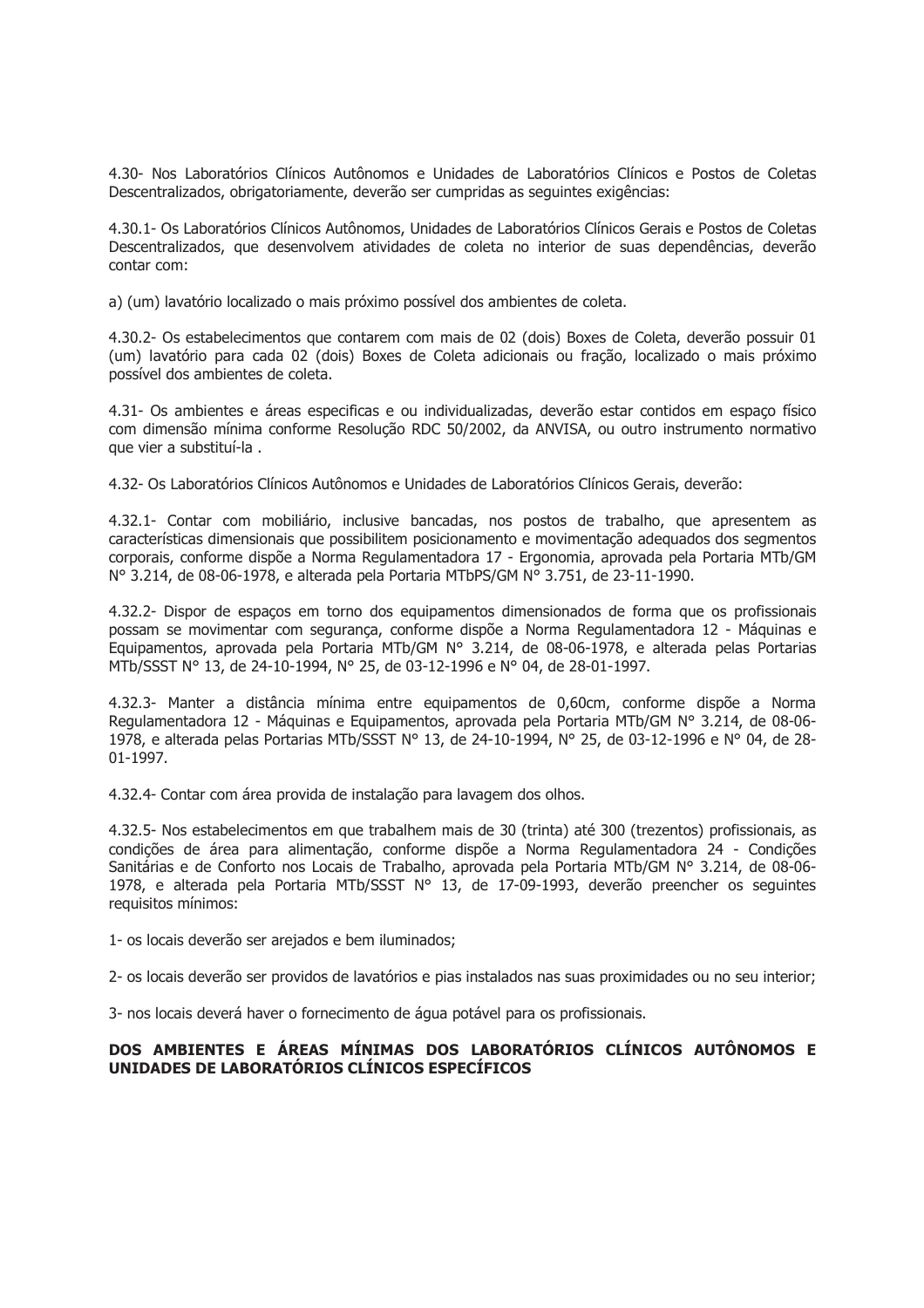4.30- Nos Laboratórios Clínicos Autônomos e Unidades de Laboratórios Clínicos e Postos de Coletas Descentralizados, obrigatoriamente, deverão ser cumpridas as seguintes exigências:

4.30.1- Os Laboratórios Clínicos Autônomos, Unidades de Laboratórios Clínicos Gerais e Postos de Coletas Descentralizados, que desenvolvem atividades de coleta no interior de suas dependências, deverão contar com:

a) (um) lavatório localizado o mais próximo possível dos ambientes de coleta.

4.30.2- Os estabelecimentos que contarem com mais de 02 (dois) Boxes de Coleta, deverão possuir 01 (um) lavatório para cada 02 (dois) Boxes de Coleta adicionais ou fração, localizado o mais próximo possível dos ambientes de coleta.

4.31- Os ambientes e áreas especificas e ou individualizadas, deverão estar contidos em espaço físico com dimensão mínima conforme Resolução RDC 50/2002, da ANVISA, ou outro instrumento normativo que vier a substituí-la .

4.32- Os Laboratórios Clínicos Autônomos e Unidades de Laboratórios Clínicos Gerais, deverão:

4.32.1- Contar com mobiliário, inclusive bancadas, nos postos de trabalho, que apresentem as características dimensionais que possibilitem posicionamento e movimentação adequados dos segmentos corporais, conforme dispõe a Norma Regulamentadora 17 - Ergonomia, aprovada pela Portaria MTb/GM N° 3.214, de 08-06-1978, e alterada pela Portaria MTbPS/GM N° 3.751, de 23-11-1990.

4.32.2- Dispor de espaços em torno dos equipamentos dimensionados de forma que os profissionais possam se movimentar com segurança, conforme dispõe a Norma Regulamentadora 12 - Máquinas e Equipamentos, aprovada pela Portaria MTb/GM N° 3.214, de 08-06-1978, e alterada pelas Portarias MTb/SSST N° 13, de 24-10-1994, N° 25, de 03-12-1996 e N° 04, de 28-01-1997.

4.32.3- Manter a distância mínima entre equipamentos de 0,60cm, conforme dispõe a Norma Regulamentadora 12 - Máquinas e Equipamentos, aprovada pela Portaria MTb/GM N° 3.214, de 08-06-1978, e alterada pelas Portarias MTb/SSST N° 13, de 24-10-1994, N° 25, de 03-12-1996 e N° 04, de 28-01-1997.

4.32.4- Contar com área provida de instalação para lavagem dos olhos.

4.32.5- Nos estabelecimentos em que trabalhem mais de 30 (trinta) até 300 (trezentos) profissionais, as condições de área para alimentação, conforme dispõe a Norma Regulamentadora 24 - Condições Sanitárias e de Conforto nos Locais de Trabalho, aprovada pela Portaria MTb/GM N° 3.214, de 08-06-1978, e alterada pela Portaria MTb/SSST N° 13, de 17-09-1993, deverão preencher os seguintes requisitos mínimos:

1- os locais deverão ser arejados e bem iluminados;

2- os locais deverão ser providos de lavatórios e pias instalados nas suas proximidades ou no seu interior;

3- nos locais deverá haver o fornecimento de água potável para os profissionais.

**DOS AMBIENTES E ÁREAS MÍNIMAS DOS LABORATÓRIOS CLÍNICOS AUTÔNOMOS E UNIDADES DE LABORATÓRIOS CLÍNICOS ESPECÍFICOS**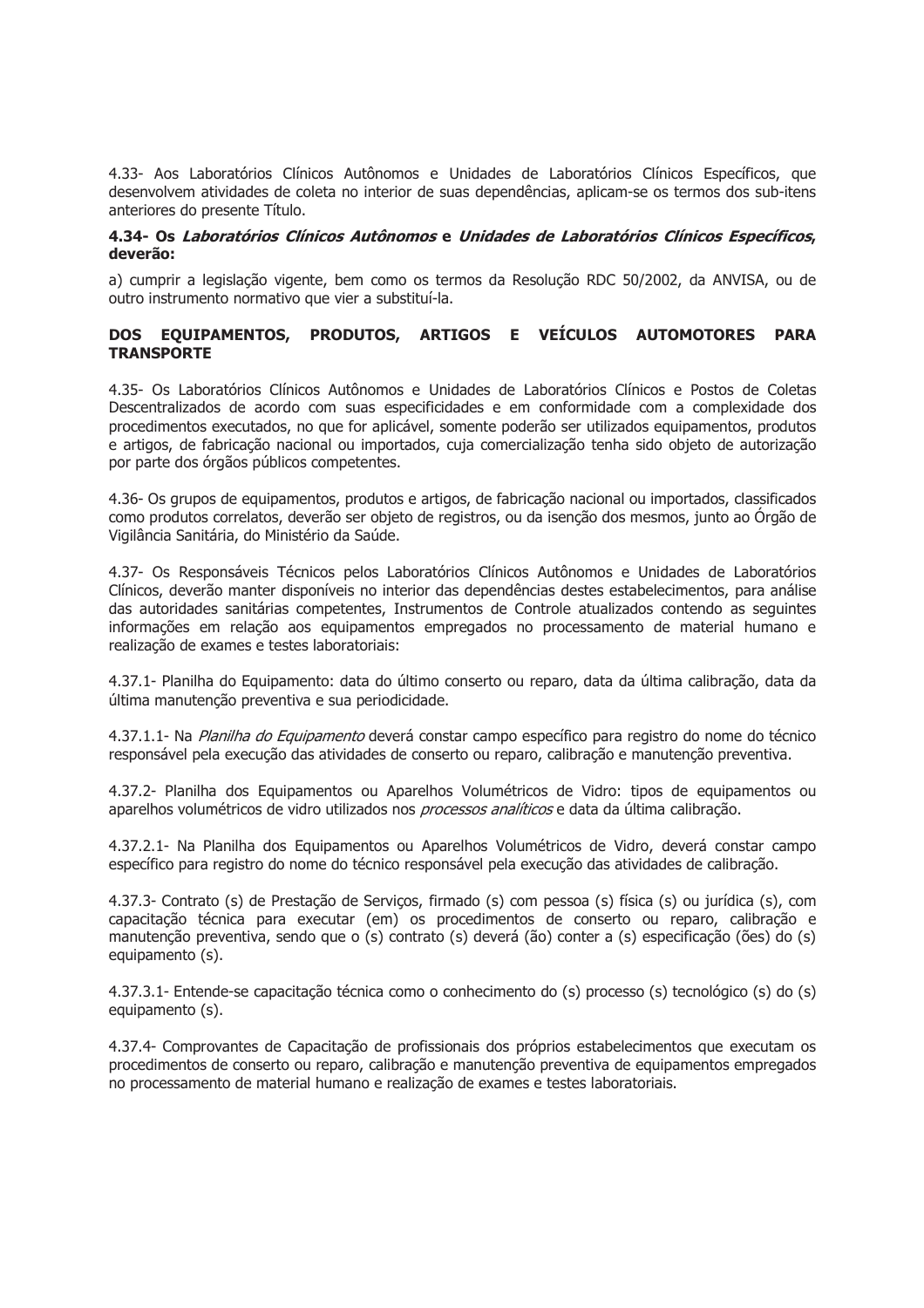4.33- Aos Laboratórios Clínicos Autônomos e Unidades de Laboratórios Clínicos Específicos, que desenvolvem atividades de coleta no interior de suas dependências, aplicam-se os termos dos sub-itens anteriores do presente Título.

**4.34- Os *Laboratórios Clínicos Autônomos* e *Unidades de Laboratórios Clínicos Específicos*, deverão:**

a) cumprir a legislação vigente, bem como os termos da Resolução RDC 50/2002, da ANVISA, ou de outro instrumento normativo que vier a substituí-la.

**DOS EQUIPAMENTOS, PRODUTOS, ARTIGOS E VEÍCULOS AUTOMOTORES PARA TRANSPORTE**

4.35- Os Laboratórios Clínicos Autônomos e Unidades de Laboratórios Clínicos e Postos de Coletas Descentralizados de acordo com suas especificidades e em conformidade com a complexidade dos procedimentos executados, no que for aplicável, somente poderão ser utilizados equipamentos, produtos e artigos, de fabricação nacional ou importados, cuja comercialização tenha sido objeto de autorização por parte dos órgãos públicos competentes.

4.36- Os grupos de equipamentos, produtos e artigos, de fabricação nacional ou importados, classificados como produtos correlatos, deverão ser objeto de registros, ou da isenção dos mesmos, junto ao Órgão de Vigilância Sanitária, do Ministério da Saúde.

4.37- Os Responsáveis Técnicos pelos Laboratórios Clínicos Autônomos e Unidades de Laboratórios Clínicos, deverão manter disponíveis no interior das dependências destes estabelecimentos, para análise das autoridades sanitárias competentes, Instrumentos de Controle atualizados contendo as seguintes informações em relação aos equipamentos empregados no processamento de material humano e realização de exames e testes laboratoriais:

4.37.1- Planilha do Equipamento: data do último conserto ou reparo, data da última calibração, data da última manutenção preventiva e sua periodicidade.

4.37.1.1- Na *Planilha do Equipamento* deverá constar campo específico para registro do nome do técnico responsável pela execução das atividades de conserto ou reparo, calibração e manutenção preventiva.

4.37.2- Planilha dos Equipamentos ou Aparelhos Volumétricos de Vidro: tipos de equipamentos ou aparelhos volumétricos de vidro utilizados nos *processos analíticos* e data da última calibração.

4.37.2.1- Na Planilha dos Equipamentos ou Aparelhos Volumétricos de Vidro, deverá constar campo específico para registro do nome do técnico responsável pela execução das atividades de calibração.

4.37.3- Contrato (s) de Prestação de Serviços, firmado (s) com pessoa (s) física (s) ou jurídica (s), com capacitação técnica para executar (em) os procedimentos de conserto ou reparo, calibração e manutenção preventiva, sendo que o (s) contrato (s) deverá (ão) conter a (s) especificação (ões) do (s) equipamento (s).

4.37.3.1- Entende-se capacitação técnica como o conhecimento do (s) processo (s) tecnológico (s) do (s) equipamento (s).

4.37.4- Comprovantes de Capacitação de profissionais dos próprios estabelecimentos que executam os procedimentos de conserto ou reparo, calibração e manutenção preventiva de equipamentos empregados no processamento de material humano e realização de exames e testes laboratoriais.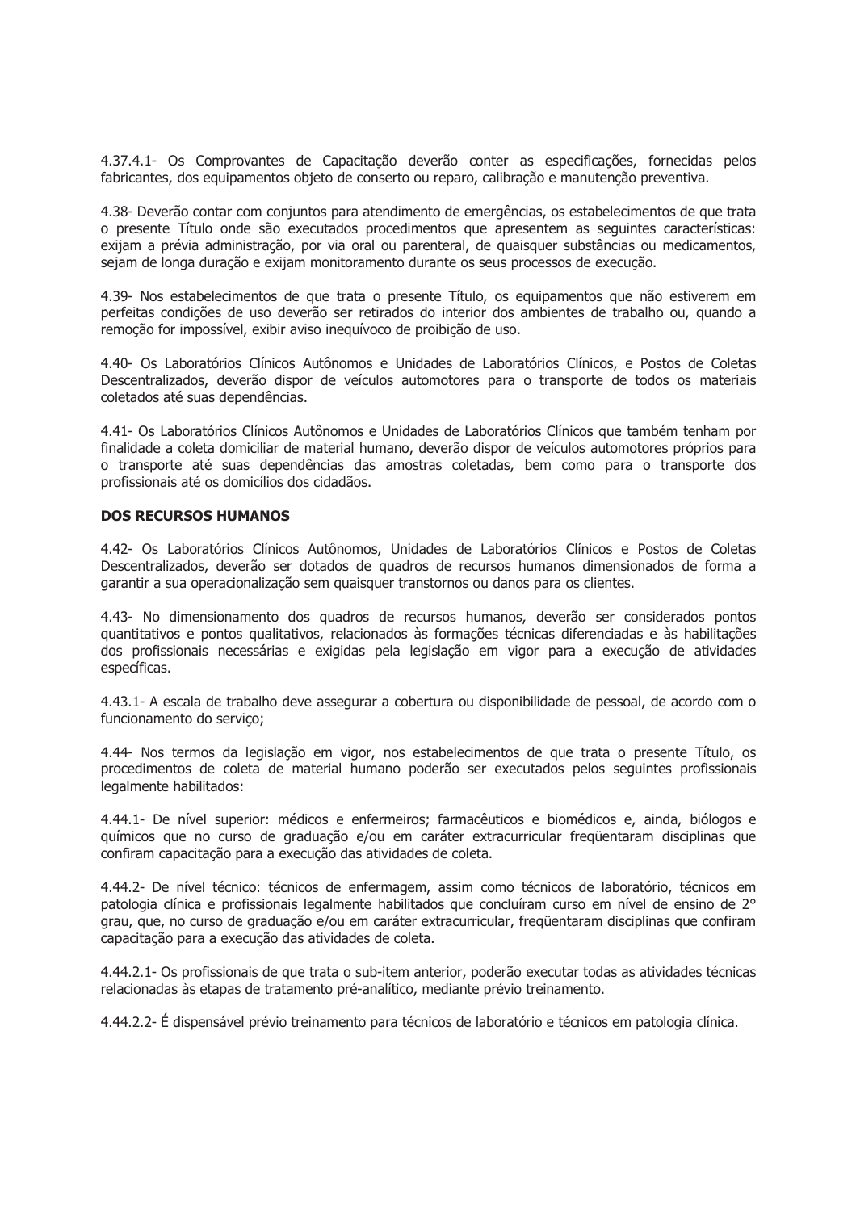4.37.4.1- Os Comprovantes de Capacitação deverão conter as especificações, fornecidas pelos fabricantes, dos equipamentos objeto de conserto ou reparo, calibração e manutenção preventiva.

4.38- Deverão contar com conjuntos para atendimento de emergências, os estabelecimentos de que trata o presente Título onde são executados procedimentos que apresentem as seguintes características: exijam a prévia administração, por via oral ou parenteral, de quaisquer substâncias ou medicamentos, sejam de longa duração e exijam monitoramento durante os seus processos de execução.

4.39- Nos estabelecimentos de que trata o presente Título, os equipamentos que não estiverem em perfeitas condições de uso deverão ser retirados do interior dos ambientes de trabalho ou, quando a remoção for impossível, exibir aviso inequívoco de proibição de uso.

4.40- Os Laboratórios Clínicos Autônomos e Unidades de Laboratórios Clínicos, e Postos de Coletas Descentralizados, deverão dispor de veículos automotores para o transporte de todos os materiais coletados até suas dependências.

4.41- Os Laboratórios Clínicos Autônomos e Unidades de Laboratórios Clínicos que também tenham por finalidade a coleta domiciliar de material humano, deverão dispor de veículos automotores próprios para o transporte até suas dependências das amostras coletadas, bem como para o transporte dos profissionais até os domicílios dos cidadãos.

**DOS RECURSOS HUMANOS**

4.42- Os Laboratórios Clínicos Autônomos, Unidades de Laboratórios Clínicos e Postos de Coletas Descentralizados, deverão ser dotados de quadros de recursos humanos dimensionados de forma a garantir a sua operacionalização sem quaisquer transtornos ou danos para os clientes.

4.43- No dimensionamento dos quadros de recursos humanos, deverão ser considerados pontos quantitativos e pontos qualitativos, relacionados às formações técnicas diferenciadas e às habilitações dos profissionais necessárias e exigidas pela legislação em vigor para a execução de atividades específicas.

4.43.1- A escala de trabalho deve assegurar a cobertura ou disponibilidade de pessoal, de acordo com o funcionamento do serviço;

4.44- Nos termos da legislação em vigor, nos estabelecimentos de que trata o presente Título, os procedimentos de coleta de material humano poderão ser executados pelos seguintes profissionais legalmente habilitados:

4.44.1- De nível superior: médicos e enfermeiros; farmacêuticos e biomédicos e, ainda, biólogos e químicos que no curso de graduação e/ou em caráter extracurricular freqüentaram disciplinas que confiram capacitação para a execução das atividades de coleta.

4.44.2- De nível técnico: técnicos de enfermagem, assim como técnicos de laboratório, técnicos em patologia clínica e profissionais legalmente habilitados que concluíram curso em nível de ensino de 2° grau, que, no curso de graduação e/ou em caráter extracurricular, freqüentaram disciplinas que confiram capacitação para a execução das atividades de coleta.

4.44.2.1- Os profissionais de que trata o sub-item anterior, poderão executar todas as atividades técnicas relacionadas às etapas de tratamento pré-analítico, mediante prévio treinamento.

4.44.2.2- É dispensável prévio treinamento para técnicos de laboratório e técnicos em patologia clínica.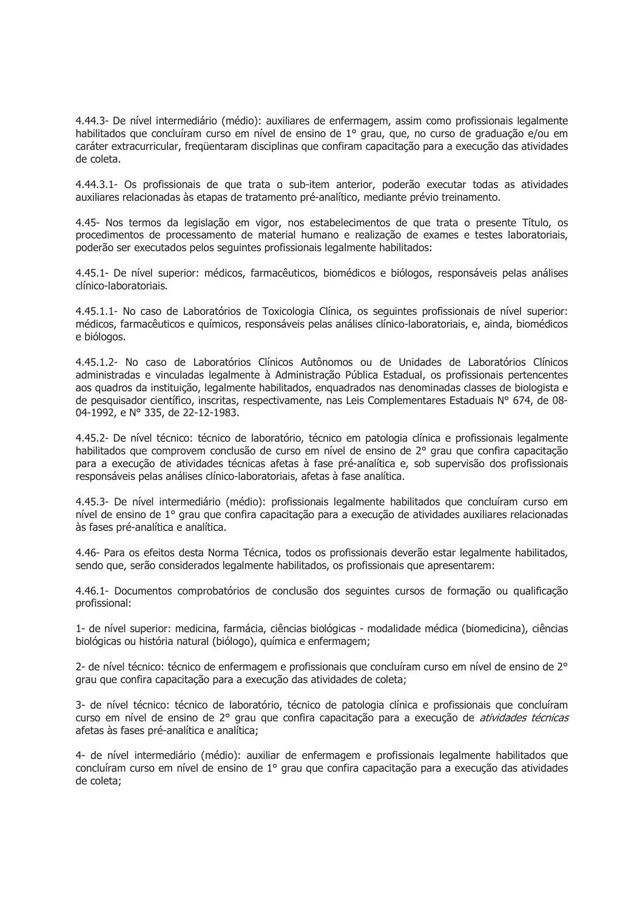4.44.3- De nível intermediário (médio): auxiliares de enfermagem, assim como profissionais legalmente habilitados que concluíram curso em nível de ensino de 1° grau, que, no curso de graduação e/ou em caráter extracurricular, freqüentaram disciplinas que confiram capacitação para a execução das atividades de coleta.

4.44.3.1- Os profissionais de que trata o sub-item anterior, poderão executar todas as atividades auxiliares relacionadas às etapas de tratamento pré-analítico, mediante prévio treinamento.

4.45- Nos termos da legislação em vigor, nos estabelecimentos de que trata o presente Título, os procedimentos de processamento de material humano e realização de exames e testes laboratoriais, poderão ser executados pelos seguintes profissionais legalmente habilitados:

4.45.1- De nível superior: médicos, farmacêuticos, biomédicos e biólogos, responsáveis pelas análises clínico-laboratoriais.

4.45.1.1- No caso de Laboratórios de Toxicologia Clínica, os seguintes profissionais de nível superior: médicos, farmacêuticos e químicos, responsáveis pelas análises clínico-laboratoriais, e, ainda, biomédicos e biólogos.

4.45.1.2- No caso de Laboratórios Clínicos Autônomos ou de Unidades de Laboratórios Clínicos administradas e vinculadas legalmente à Administração Pública Estadual, os profissionais pertencentes aos quadros da instituição, legalmente habilitados, enquadrados nas denominadas classes de biologista e de pesquisador científico, inscritas, respectivamente, nas Leis Complementares Estaduais N° 674, de 08-04-1992, e N° 335, de 22-12-1983.

4.45.2- De nível técnico: técnico de laboratório, técnico em patologia clínica e profissionais legalmente habilitados que comprovem conclusão de curso em nível de ensino de 2° grau que confira capacitação para a execução de atividades técnicas afetas à fase pré-analítica e, sob supervisão dos profissionais responsáveis pelas análises clínico-laboratoriais, afetas à fase analítica.

4.45.3- De nível intermediário (médio): profissionais legalmente habilitados que concluíram curso em nível de ensino de 1° grau que confira capacitação para a execução de atividades auxiliares relacionadas às fases pré-analítica e analítica.

4.46- Para os efeitos desta Norma Técnica, todos os profissionais deverão estar legalmente habilitados, sendo que, serão considerados legalmente habilitados, os profissionais que apresentarem:

4.46.1- Documentos comprobatórios de conclusão dos seguintes cursos de formação ou qualificação profissional:

1- de nível superior: medicina, farmácia, ciências biológicas - modalidade médica (biomedicina), ciências biológicas ou história natural (biólogo), química e enfermagem;

2- de nível técnico: técnico de enfermagem e profissionais que concluíram curso em nível de ensino de 2° grau que confira capacitação para a execução das atividades de coleta;

3- de nível técnico: técnico de laboratório, técnico de patologia clínica e profissionais que concluíram curso em nível de ensino de 2° grau que confira capacitação para a execução de *atividades técnicas* afetas às fases pré-analítica e analítica;

4- de nível intermediário (médio): auxiliar de enfermagem e profissionais legalmente habilitados que concluíram curso em nível de ensino de 1° grau que confira capacitação para a execução das atividades de coleta;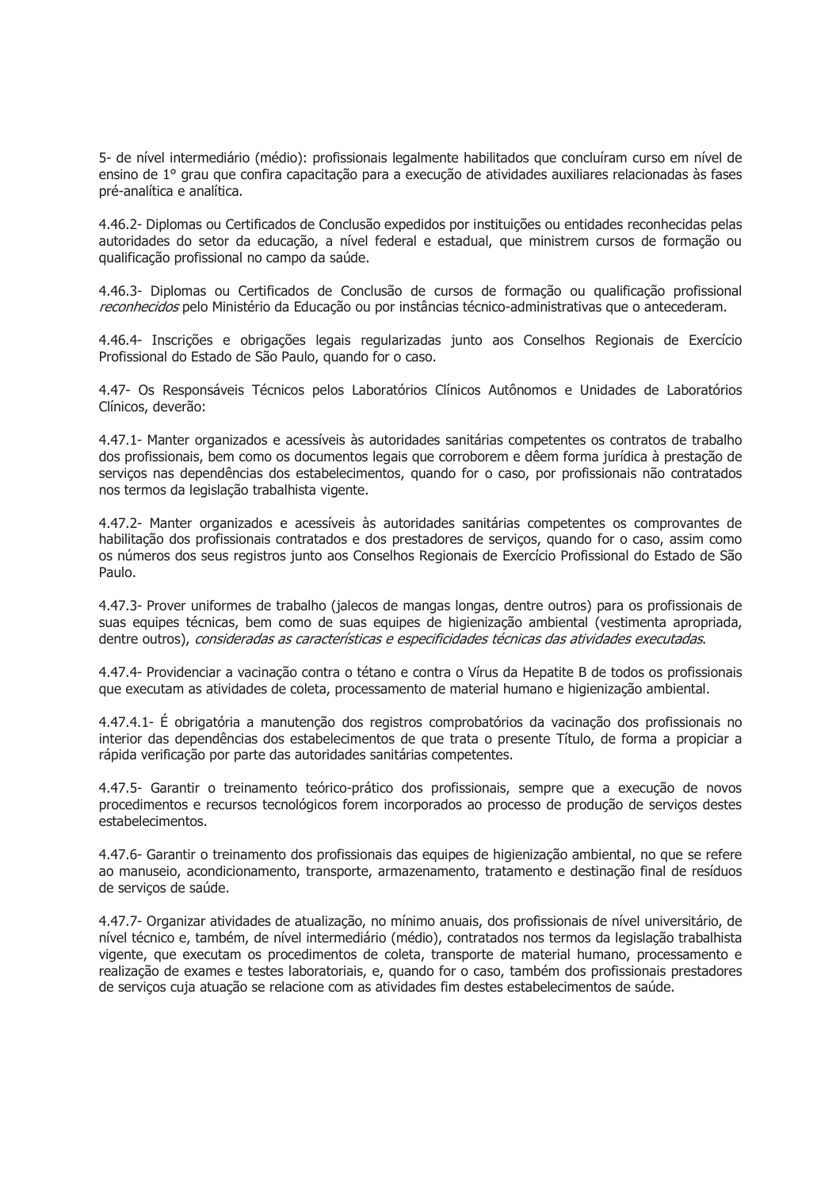5- de nível intermediário (médio): profissionais legalmente habilitados que concluíram curso em nível de ensino de 1° grau que confira capacitação para a execução de atividades auxiliares relacionadas às fases pré-analítica e analítica.

4.46.2- Diplomas ou Certificados de Conclusão expedidos por instituições ou entidades reconhecidas pelas autoridades do setor da educação, a nível federal e estadual, que ministrem cursos de formação ou qualificação profissional no campo da saúde.

4.46.3- Diplomas ou Certificados de Conclusão de cursos de formação ou qualificação profissional *reconhecidos* pelo Ministério da Educação ou por instâncias técnico-administrativas que o antecederam.

4.46.4- Inscrições e obrigações legais regularizadas junto aos Conselhos Regionais de Exercício Profissional do Estado de São Paulo, quando for o caso.

4.47- Os Responsáveis Técnicos pelos Laboratórios Clínicos Autônomos e Unidades de Laboratórios Clínicos, deverão:

4.47.1- Manter organizados e acessíveis às autoridades sanitárias competentes os contratos de trabalho dos profissionais, bem como os documentos legais que corroborem e dêem forma jurídica à prestação de serviços nas dependências dos estabelecimentos, quando for o caso, por profissionais não contratados nos termos da legislação trabalhista vigente.

4.47.2- Manter organizados e acessíveis às autoridades sanitárias competentes os comprovantes de habilitação dos profissionais contratados e dos prestadores de serviços, quando for o caso, assim como os números dos seus registros junto aos Conselhos Regionais de Exercício Profissional do Estado de São Paulo.

4.47.3- Prover uniformes de trabalho (jalecos de mangas longas, dentre outros) para os profissionais de suas equipes técnicas, bem como de suas equipes de higienização ambiental (vestimenta apropriada, dentre outros), *consideradas as características e especificidades técnicas das atividades executadas*.

4.47.4- Providenciar a vacinação contra o tétano e contra o Vírus da Hepatite B de todos os profissionais que executam as atividades de coleta, processamento de material humano e higienização ambiental.

4.47.4.1- É obrigatória a manutenção dos registros comprobatórios da vacinação dos profissionais no interior das dependências dos estabelecimentos de que trata o presente Título, de forma a propiciar a rápida verificação por parte das autoridades sanitárias competentes.

4.47.5- Garantir o treinamento teórico-prático dos profissionais, sempre que a execução de novos procedimentos e recursos tecnológicos forem incorporados ao processo de produção de serviços destes estabelecimentos.

4.47.6- Garantir o treinamento dos profissionais das equipes de higienização ambiental, no que se refere ao manuseio, acondicionamento, transporte, armazenamento, tratamento e destinação final de resíduos de serviços de saúde.

4.47.7- Organizar atividades de atualização, no mínimo anuais, dos profissionais de nível universitário, de nível técnico e, também, de nível intermediário (médio), contratados nos termos da legislação trabalhista vigente, que executam os procedimentos de coleta, transporte de material humano, processamento e realização de exames e testes laboratoriais, e, quando for o caso, também dos profissionais prestadores de serviços cuja atuação se relacione com as atividades fim destes estabelecimentos de saúde.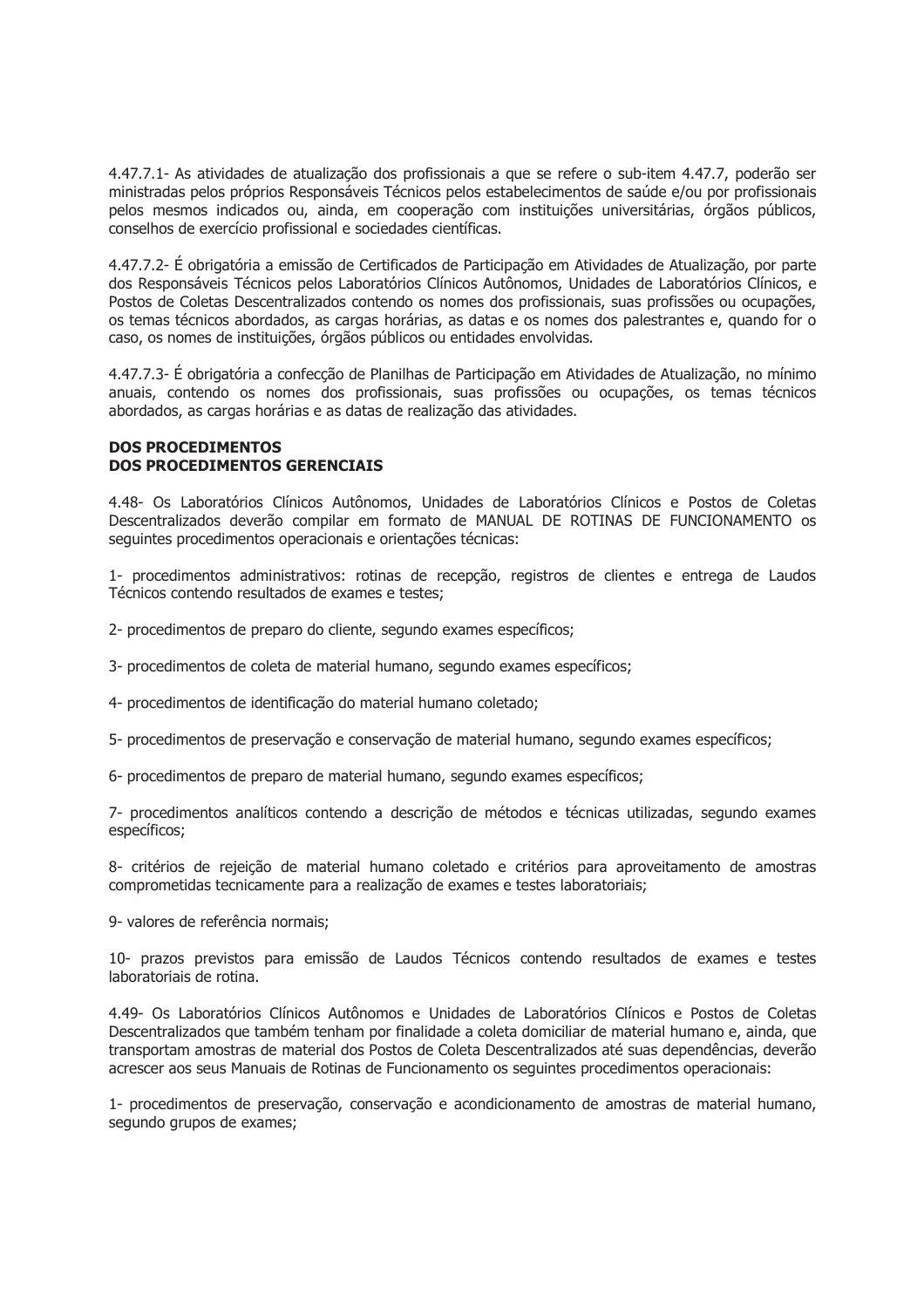4.47.7.1- As atividades de atualização dos profissionais a que se refere o sub-item 4.47.7, poderão ser ministradas pelos próprios Responsáveis Técnicos pelos estabelecimentos de saúde e/ou por profissionais pelos mesmos indicados ou, ainda, em cooperação com instituições universitárias, órgãos públicos, conselhos de exercício profissional e sociedades científicas.

4.47.7.2- É obrigatória a emissão de Certificados de Participação em Atividades de Atualização, por parte dos Responsáveis Técnicos pelos Laboratórios Clínicos Autônomos, Unidades de Laboratórios Clínicos, e Postos de Coletas Descentralizados contendo os nomes dos profissionais, suas profissões ou ocupações, os temas técnicos abordados, as cargas horárias, as datas e os nomes dos palestrantes e, quando for o caso, os nomes de instituições, órgãos públicos ou entidades envolvidas.

4.47.7.3- É obrigatória a confecção de Planilhas de Participação em Atividades de Atualização, no mínimo anuais, contendo os nomes dos profissionais, suas profissões ou ocupações, os temas técnicos abordados, as cargas horárias e as datas de realização das atividades.

**DOS PROCEDIMENTOS**
**DOS PROCEDIMENTOS GERENCIAIS**

4.48- Os Laboratórios Clínicos Autônomos, Unidades de Laboratórios Clínicos e Postos de Coletas Descentralizados deverão compilar em formato de MANUAL DE ROTINAS DE FUNCIONAMENTO os seguintes procedimentos operacionais e orientações técnicas:

1- procedimentos administrativos: rotinas de recepção, registros de clientes e entrega de Laudos Técnicos contendo resultados de exames e testes;

2- procedimentos de preparo do cliente, segundo exames específicos;

3- procedimentos de coleta de material humano, segundo exames específicos;

4- procedimentos de identificação do material humano coletado;

5- procedimentos de preservação e conservação de material humano, segundo exames específicos;

6- procedimentos de preparo de material humano, segundo exames específicos;

7- procedimentos analíticos contendo a descrição de métodos e técnicas utilizadas, segundo exames específicos;

8- critérios de rejeição de material humano coletado e critérios para aproveitamento de amostras comprometidas tecnicamente para a realização de exames e testes laboratoriais;

9- valores de referência normais;

10- prazos previstos para emissão de Laudos Técnicos contendo resultados de exames e testes laboratoriais de rotina.

4.49- Os Laboratórios Clínicos Autônomos e Unidades de Laboratórios Clínicos e Postos de Coletas Descentralizados que também tenham por finalidade a coleta domiciliar de material humano e, ainda, que transportam amostras de material dos Postos de Coleta Descentralizados até suas dependências, deverão acrescer aos seus Manuais de Rotinas de Funcionamento os seguintes procedimentos operacionais:

1- procedimentos de preservação, conservação e acondicionamento de amostras de material humano, segundo grupos de exames;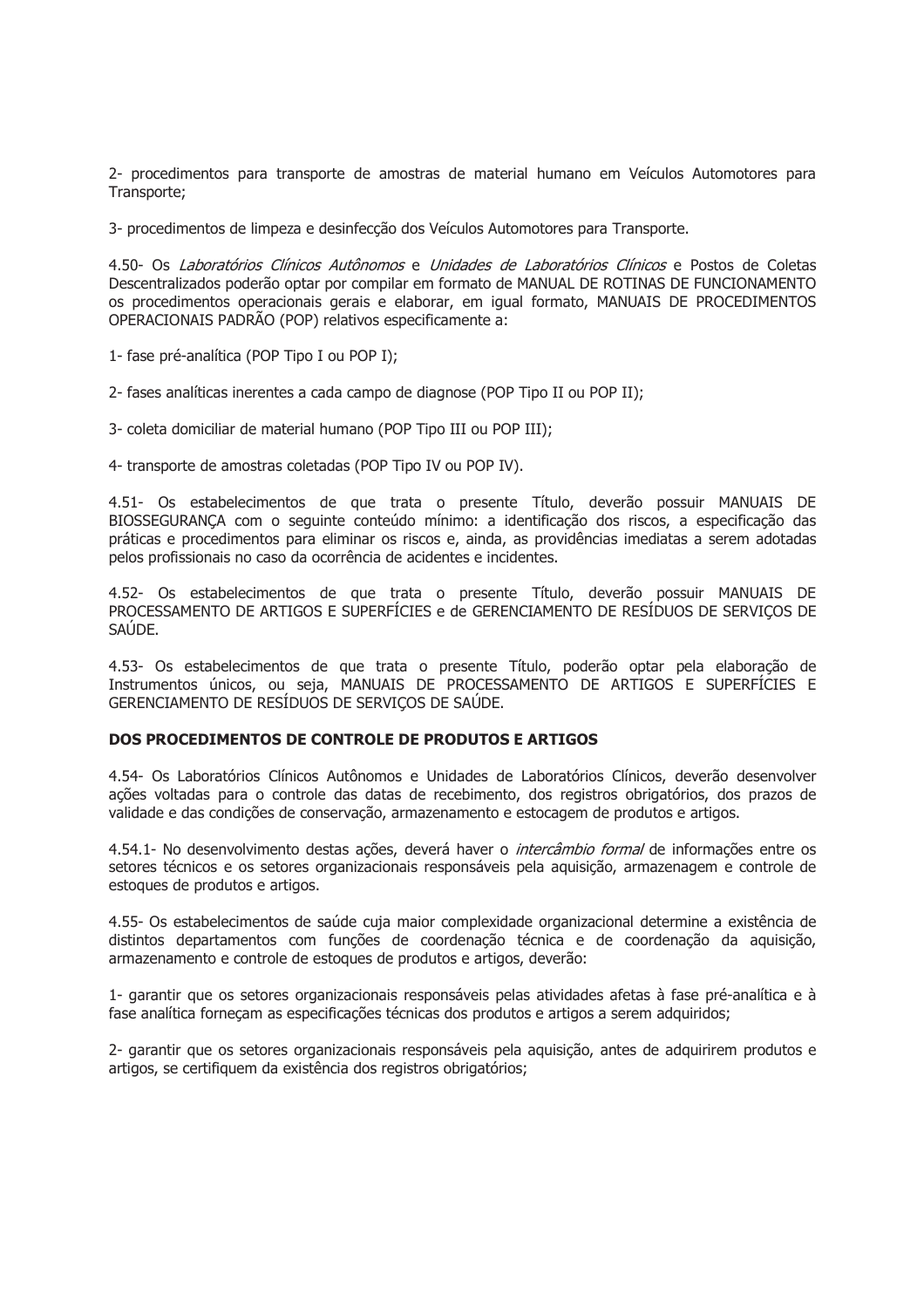2- procedimentos para transporte de amostras de material humano em Veículos Automotores para Transporte;

3- procedimentos de limpeza e desinfecção dos Veículos Automotores para Transporte.

4.50- Os *Laboratórios Clínicos Autônomos* e *Unidades de Laboratórios Clínicos* e Postos de Coletas Descentralizados poderão optar por compilar em formato de MANUAL DE ROTINAS DE FUNCIONAMENTO os procedimentos operacionais gerais e elaborar, em igual formato, MANUAIS DE PROCEDIMENTOS OPERACIONAIS PADRÃO (POP) relativos especificamente a:

1- fase pré-analítica (POP Tipo I ou POP I);

2- fases analíticas inerentes a cada campo de diagnose (POP Tipo II ou POP II);

3- coleta domiciliar de material humano (POP Tipo III ou POP III);

4- transporte de amostras coletadas (POP Tipo IV ou POP IV).

4.51- Os estabelecimentos de que trata o presente Título, deverão possuir MANUAIS DE BIOSSEGURANÇA com o seguinte conteúdo mínimo: a identificação dos riscos, a especificação das práticas e procedimentos para eliminar os riscos e, ainda, as providências imediatas a serem adotadas pelos profissionais no caso da ocorrência de acidentes e incidentes.

4.52- Os estabelecimentos de que trata o presente Título, deverão possuir MANUAIS DE PROCESSAMENTO DE ARTIGOS E SUPERFÍCIES e de GERENCIAMENTO DE RESÍDUOS DE SERVIÇOS DE SAÚDE.

4.53- Os estabelecimentos de que trata o presente Título, poderão optar pela elaboração de Instrumentos únicos, ou seja, MANUAIS DE PROCESSAMENTO DE ARTIGOS E SUPERFÍCIES E GERENCIAMENTO DE RESÍDUOS DE SERVIÇOS DE SAÚDE.

**DOS PROCEDIMENTOS DE CONTROLE DE PRODUTOS E ARTIGOS**

4.54- Os Laboratórios Clínicos Autônomos e Unidades de Laboratórios Clínicos, deverão desenvolver ações voltadas para o controle das datas de recebimento, dos registros obrigatórios, dos prazos de validade e das condições de conservação, armazenamento e estocagem de produtos e artigos.

4.54.1- No desenvolvimento destas ações, deverá haver o *intercâmbio formal* de informações entre os setores técnicos e os setores organizacionais responsáveis pela aquisição, armazenagem e controle de estoques de produtos e artigos.

4.55- Os estabelecimentos de saúde cuja maior complexidade organizacional determine a existência de distintos departamentos com funções de coordenação técnica e de coordenação da aquisição, armazenamento e controle de estoques de produtos e artigos, deverão:

1- garantir que os setores organizacionais responsáveis pelas atividades afetas à fase pré-analítica e à fase analítica forneçam as especificações técnicas dos produtos e artigos a serem adquiridos;

2- garantir que os setores organizacionais responsáveis pela aquisição, antes de adquirirem produtos e artigos, se certifiquem da existência dos registros obrigatórios;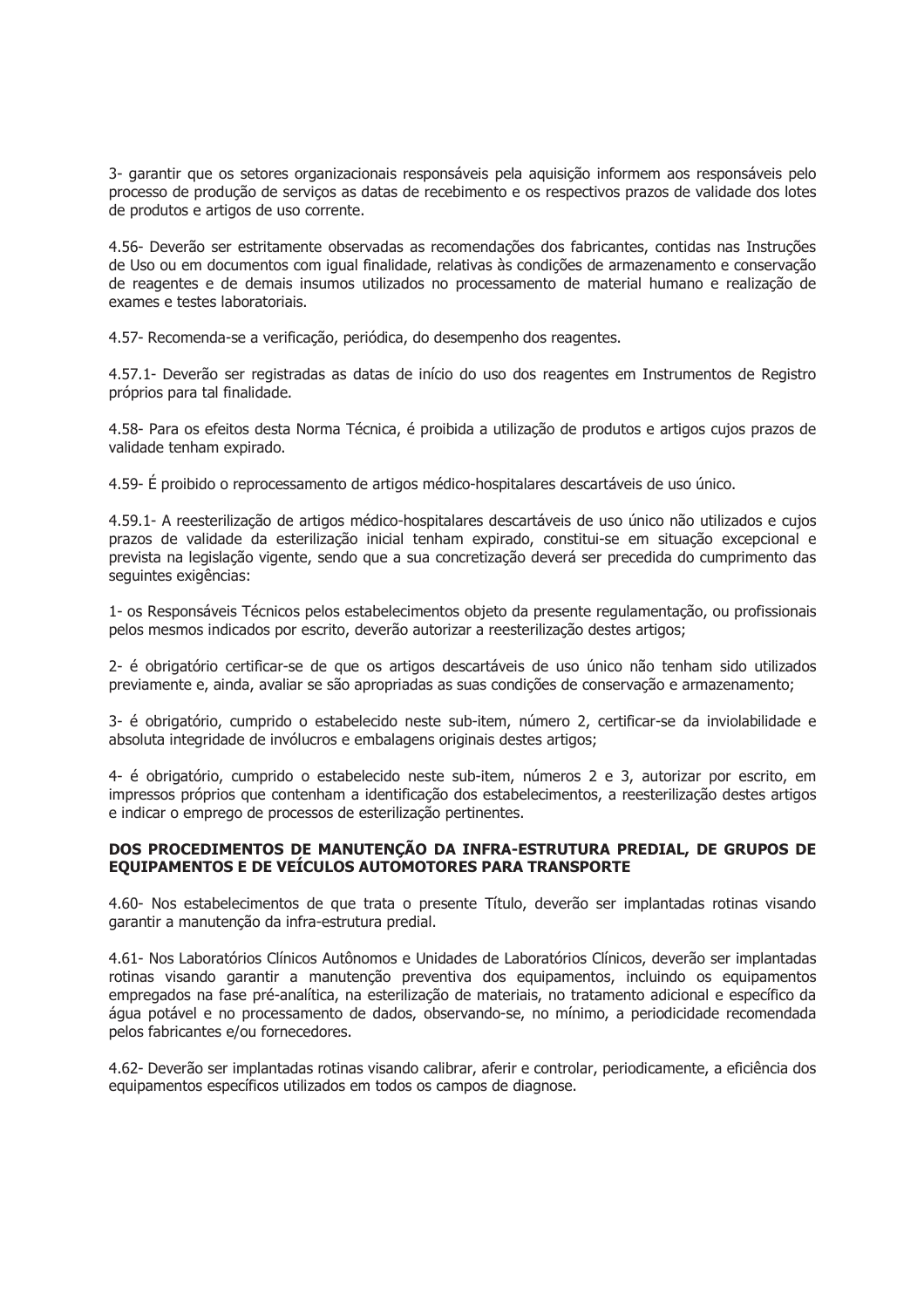3- garantir que os setores organizacionais responsáveis pela aquisição informem aos responsáveis pelo processo de produção de serviços as datas de recebimento e os respectivos prazos de validade dos lotes de produtos e artigos de uso corrente.

4.56- Deverão ser estritamente observadas as recomendações dos fabricantes, contidas nas Instruções de Uso ou em documentos com igual finalidade, relativas às condições de armazenamento e conservação de reagentes e de demais insumos utilizados no processamento de material humano e realização de exames e testes laboratoriais.

4.57- Recomenda-se a verificação, periódica, do desempenho dos reagentes.

4.57.1- Deverão ser registradas as datas de início do uso dos reagentes em Instrumentos de Registro próprios para tal finalidade.

4.58- Para os efeitos desta Norma Técnica, é proibida a utilização de produtos e artigos cujos prazos de validade tenham expirado.

4.59- É proibido o reprocessamento de artigos médico-hospitalares descartáveis de uso único.

4.59.1- A reesterilização de artigos médico-hospitalares descartáveis de uso único não utilizados e cujos prazos de validade da esterilização inicial tenham expirado, constitui-se em situação excepcional e prevista na legislação vigente, sendo que a sua concretização deverá ser precedida do cumprimento das seguintes exigências:

1- os Responsáveis Técnicos pelos estabelecimentos objeto da presente regulamentação, ou profissionais pelos mesmos indicados por escrito, deverão autorizar a reesterilização destes artigos;

2- é obrigatório certificar-se de que os artigos descartáveis de uso único não tenham sido utilizados previamente e, ainda, avaliar se são apropriadas as suas condições de conservação e armazenamento;

3- é obrigatório, cumprido o estabelecido neste sub-item, número 2, certificar-se da inviolabilidade e absoluta integridade de invólucros e embalagens originais destes artigos;

4- é obrigatório, cumprido o estabelecido neste sub-item, números 2 e 3, autorizar por escrito, em impressos próprios que contenham a identificação dos estabelecimentos, a reesterilização destes artigos e indicar o emprego de processos de esterilização pertinentes.

**DOS PROCEDIMENTOS DE MANUTENÇÃO DA INFRA-ESTRUTURA PREDIAL, DE GRUPOS DE EQUIPAMENTOS E DE VEÍCULOS AUTOMOTORES PARA TRANSPORTE**

4.60- Nos estabelecimentos de que trata o presente Título, deverão ser implantadas rotinas visando garantir a manutenção da infra-estrutura predial.

4.61- Nos Laboratórios Clínicos Autônomos e Unidades de Laboratórios Clínicos, deverão ser implantadas rotinas visando garantir a manutenção preventiva dos equipamentos, incluindo os equipamentos empregados na fase pré-analítica, na esterilização de materiais, no tratamento adicional e específico da água potável e no processamento de dados, observando-se, no mínimo, a periodicidade recomendada pelos fabricantes e/ou fornecedores.

4.62- Deverão ser implantadas rotinas visando calibrar, aferir e controlar, periodicamente, a eficiência dos equipamentos específicos utilizados em todos os campos de diagnose.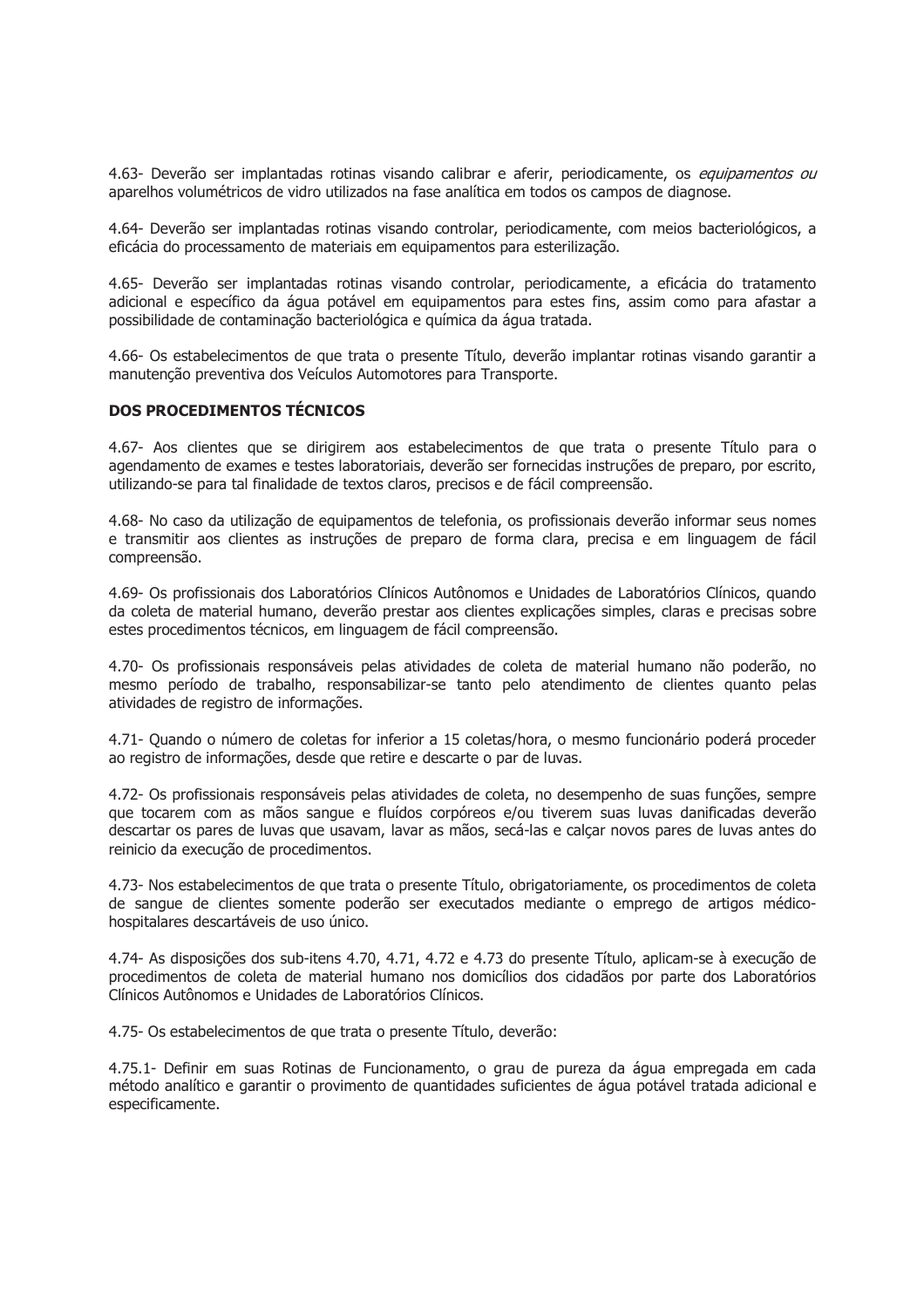4.63- Deverão ser implantadas rotinas visando calibrar e aferir, periodicamente, os *equipamentos ou* aparelhos volumétricos de vidro utilizados na fase analítica em todos os campos de diagnose.

4.64- Deverão ser implantadas rotinas visando controlar, periodicamente, com meios bacteriológicos, a eficácia do processamento de materiais em equipamentos para esterilização.

4.65- Deverão ser implantadas rotinas visando controlar, periodicamente, a eficácia do tratamento adicional e específico da água potável em equipamentos para estes fins, assim como para afastar a possibilidade de contaminação bacteriológica e química da água tratada.

4.66- Os estabelecimentos de que trata o presente Título, deverão implantar rotinas visando garantir a manutenção preventiva dos Veículos Automotores para Transporte.

**DOS PROCEDIMENTOS TÉCNICOS**

4.67- Aos clientes que se dirigirem aos estabelecimentos de que trata o presente Título para o agendamento de exames e testes laboratoriais, deverão ser fornecidas instruções de preparo, por escrito, utilizando-se para tal finalidade de textos claros, precisos e de fácil compreensão.

4.68- No caso da utilização de equipamentos de telefonia, os profissionais deverão informar seus nomes e transmitir aos clientes as instruções de preparo de forma clara, precisa e em linguagem de fácil compreensão.

4.69- Os profissionais dos Laboratórios Clínicos Autônomos e Unidades de Laboratórios Clínicos, quando da coleta de material humano, deverão prestar aos clientes explicações simples, claras e precisas sobre estes procedimentos técnicos, em linguagem de fácil compreensão.

4.70- Os profissionais responsáveis pelas atividades de coleta de material humano não poderão, no mesmo período de trabalho, responsabilizar-se tanto pelo atendimento de clientes quanto pelas atividades de registro de informações.

4.71- Quando o número de coletas for inferior a 15 coletas/hora, o mesmo funcionário poderá proceder ao registro de informações, desde que retire e descarte o par de luvas.

4.72- Os profissionais responsáveis pelas atividades de coleta, no desempenho de suas funções, sempre que tocarem com as mãos sangue e fluídos corpóreos e/ou tiverem suas luvas danificadas deverão descartar os pares de luvas que usavam, lavar as mãos, secá-las e calçar novos pares de luvas antes do reinicio da execução de procedimentos.

4.73- Nos estabelecimentos de que trata o presente Título, obrigatoriamente, os procedimentos de coleta de sangue de clientes somente poderão ser executados mediante o emprego de artigos médico-hospitalares descartáveis de uso único.

4.74- As disposições dos sub-itens 4.70, 4.71, 4.72 e 4.73 do presente Título, aplicam-se à execução de procedimentos de coleta de material humano nos domicílios dos cidadãos por parte dos Laboratórios Clínicos Autônomos e Unidades de Laboratórios Clínicos.

4.75- Os estabelecimentos de que trata o presente Título, deverão:

4.75.1- Definir em suas Rotinas de Funcionamento, o grau de pureza da água empregada em cada método analítico e garantir o provimento de quantidades suficientes de água potável tratada adicional e especificamente.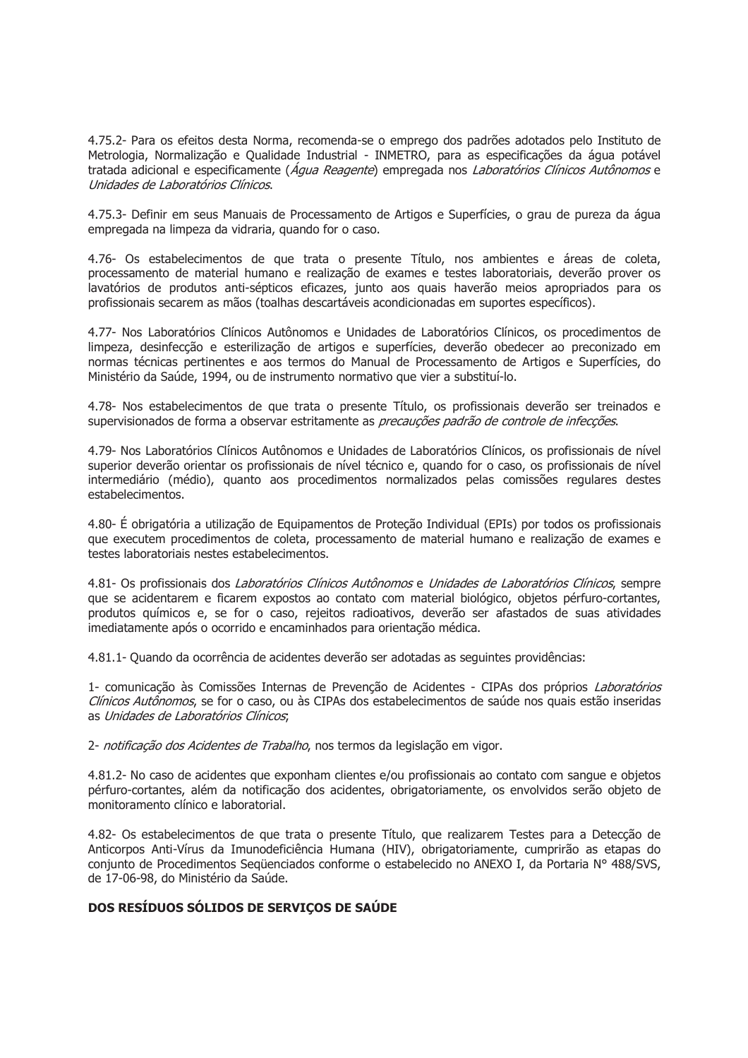4.75.2- Para os efeitos desta Norma, recomenda-se o emprego dos padrões adotados pelo Instituto de Metrologia, Normalização e Qualidade Industrial - INMETRO, para as especificações da água potável tratada adicional e especificamente (*Água Reagente*) empregada nos *Laboratórios Clínicos Autônomos* e *Unidades de Laboratórios Clínicos*.

4.75.3- Definir em seus Manuais de Processamento de Artigos e Superfícies, o grau de pureza da água empregada na limpeza da vidraria, quando for o caso.

4.76- Os estabelecimentos de que trata o presente Título, nos ambientes e áreas de coleta, processamento de material humano e realização de exames e testes laboratoriais, deverão prover os lavatórios de produtos anti-sépticos eficazes, junto aos quais haverão meios apropriados para os profissionais secarem as mãos (toalhas descartáveis acondicionadas em suportes específicos).

4.77- Nos Laboratórios Clínicos Autônomos e Unidades de Laboratórios Clínicos, os procedimentos de limpeza, desinfecção e esterilização de artigos e superfícies, deverão obedecer ao preconizado em normas técnicas pertinentes e aos termos do Manual de Processamento de Artigos e Superfícies, do Ministério da Saúde, 1994, ou de instrumento normativo que vier a substituí-lo.

4.78- Nos estabelecimentos de que trata o presente Título, os profissionais deverão ser treinados e supervisionados de forma a observar estritamente as *precauções padrão de controle de infecções*.

4.79- Nos Laboratórios Clínicos Autônomos e Unidades de Laboratórios Clínicos, os profissionais de nível superior deverão orientar os profissionais de nível técnico e, quando for o caso, os profissionais de nível intermediário (médio), quanto aos procedimentos normalizados pelas comissões regulares destes estabelecimentos.

4.80- É obrigatória a utilização de Equipamentos de Proteção Individual (EPIs) por todos os profissionais que executem procedimentos de coleta, processamento de material humano e realização de exames e testes laboratoriais nestes estabelecimentos.

4.81- Os profissionais dos *Laboratórios Clínicos Autônomos* e *Unidades de Laboratórios Clínicos*, sempre que se acidentarem e ficarem expostos ao contato com material biológico, objetos pérfuro-cortantes, produtos químicos e, se for o caso, rejeitos radioativos, deverão ser afastados de suas atividades imediatamente após o ocorrido e encaminhados para orientação médica.

4.81.1- Quando da ocorrência de acidentes deverão ser adotadas as seguintes providências:

1- comunicação às Comissões Internas de Prevenção de Acidentes - CIPAs dos próprios *Laboratórios Clínicos Autônomos*, se for o caso, ou às CIPAs dos estabelecimentos de saúde nos quais estão inseridas as *Unidades de Laboratórios Clínicos*;

2- *notificação dos Acidentes de Trabalho*, nos termos da legislação em vigor.

4.81.2- No caso de acidentes que exponham clientes e/ou profissionais ao contato com sangue e objetos pérfuro-cortantes, além da notificação dos acidentes, obrigatoriamente, os envolvidos serão objeto de monitoramento clínico e laboratorial.

4.82- Os estabelecimentos de que trata o presente Título, que realizarem Testes para a Detecção de Anticorpos Anti-Vírus da Imunodeficiência Humana (HIV), obrigatoriamente, cumprirão as etapas do conjunto de Procedimentos Seqüenciados conforme o estabelecido no ANEXO I, da Portaria N° 488/SVS, de 17-06-98, do Ministério da Saúde.

**DOS RESÍDUOS SÓLIDOS DE SERVIÇOS DE SAÚDE**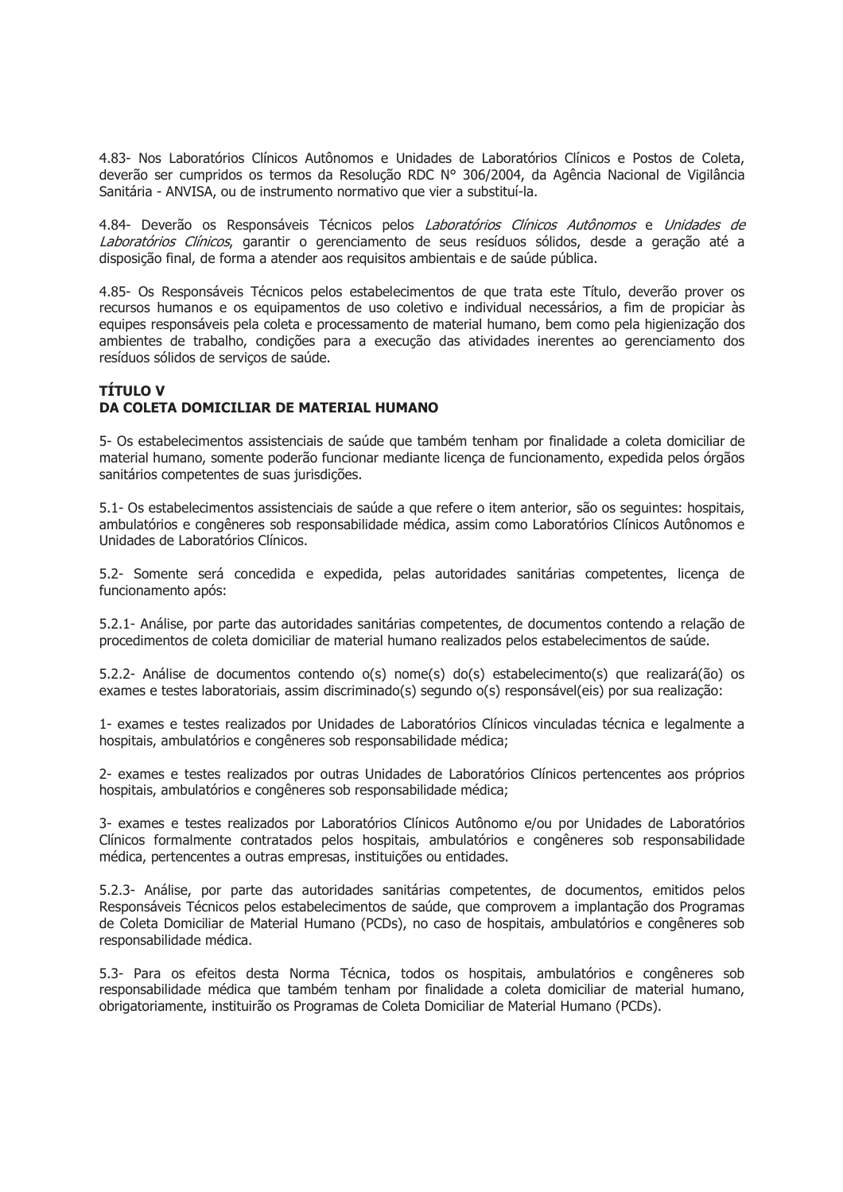4.83- Nos Laboratórios Clínicos Autônomos e Unidades de Laboratórios Clínicos e Postos de Coleta, deverão ser cumpridos os termos da Resolução RDC N° 306/2004, da Agência Nacional de Vigilância Sanitária - ANVISA, ou de instrumento normativo que vier a substituí-la.

4.84- Deverão os Responsáveis Técnicos pelos *Laboratórios Clínicos Autônomos* e *Unidades de Laboratórios Clínicos*, garantir o gerenciamento de seus resíduos sólidos, desde a geração até a disposição final, de forma a atender aos requisitos ambientais e de saúde pública.

4.85- Os Responsáveis Técnicos pelos estabelecimentos de que trata este Título, deverão prover os recursos humanos e os equipamentos de uso coletivo e individual necessários, a fim de propiciar às equipes responsáveis pela coleta e processamento de material humano, bem como pela higienização dos ambientes de trabalho, condições para a execução das atividades inerentes ao gerenciamento dos resíduos sólidos de serviços de saúde.

## TÍTULO V
## DA COLETA DOMICILIAR DE MATERIAL HUMANO

5- Os estabelecimentos assistenciais de saúde que também tenham por finalidade a coleta domiciliar de material humano, somente poderão funcionar mediante licença de funcionamento, expedida pelos órgãos sanitários competentes de suas jurisdições.

5.1- Os estabelecimentos assistenciais de saúde a que refere o item anterior, são os seguintes: hospitais, ambulatórios e congêneres sob responsabilidade médica, assim como Laboratórios Clínicos Autônomos e Unidades de Laboratórios Clínicos.

5.2- Somente será concedida e expedida, pelas autoridades sanitárias competentes, licença de funcionamento após:

5.2.1- Análise, por parte das autoridades sanitárias competentes, de documentos contendo a relação de procedimentos de coleta domiciliar de material humano realizados pelos estabelecimentos de saúde.

5.2.2- Análise de documentos contendo o(s) nome(s) do(s) estabelecimento(s) que realizará(ão) os exames e testes laboratoriais, assim discriminado(s) segundo o(s) responsável(eis) por sua realização:

1- exames e testes realizados por Unidades de Laboratórios Clínicos vinculadas técnica e legalmente a hospitais, ambulatórios e congêneres sob responsabilidade médica;

2- exames e testes realizados por outras Unidades de Laboratórios Clínicos pertencentes aos próprios hospitais, ambulatórios e congêneres sob responsabilidade médica;

3- exames e testes realizados por Laboratórios Clínicos Autônomo e/ou por Unidades de Laboratórios Clínicos formalmente contratados pelos hospitais, ambulatórios e congêneres sob responsabilidade médica, pertencentes a outras empresas, instituições ou entidades.

5.2.3- Análise, por parte das autoridades sanitárias competentes, de documentos, emitidos pelos Responsáveis Técnicos pelos estabelecimentos de saúde, que comprovem a implantação dos Programas de Coleta Domiciliar de Material Humano (PCDs), no caso de hospitais, ambulatórios e congêneres sob responsabilidade médica.

5.3- Para os efeitos desta Norma Técnica, todos os hospitais, ambulatórios e congêneres sob responsabilidade médica que também tenham por finalidade a coleta domiciliar de material humano, obrigatoriamente, instituirão os Programas de Coleta Domiciliar de Material Humano (PCDs).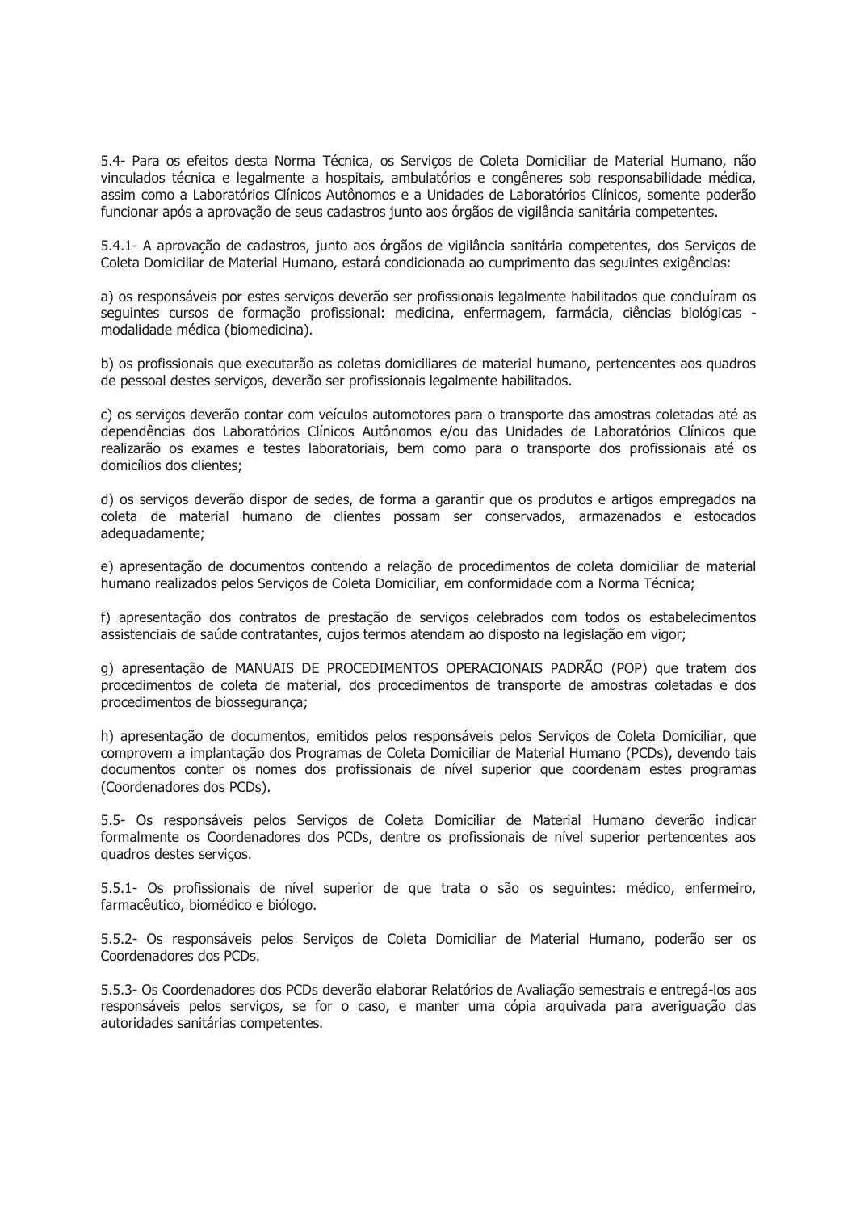5.4- Para os efeitos desta Norma Técnica, os Serviços de Coleta Domiciliar de Material Humano, não vinculados técnica e legalmente a hospitais, ambulatórios e congêneres sob responsabilidade médica, assim como a Laboratórios Clínicos Autônomos e a Unidades de Laboratórios Clínicos, somente poderão funcionar após a aprovação de seus cadastros junto aos órgãos de vigilância sanitária competentes.

5.4.1- A aprovação de cadastros, junto aos órgãos de vigilância sanitária competentes, dos Serviços de Coleta Domiciliar de Material Humano, estará condicionada ao cumprimento das seguintes exigências:

a) os responsáveis por estes serviços deverão ser profissionais legalmente habilitados que concluíram os seguintes cursos de formação profissional: medicina, enfermagem, farmácia, ciências biológicas - modalidade médica (biomedicina).

b) os profissionais que executarão as coletas domiciliares de material humano, pertencentes aos quadros de pessoal destes serviços, deverão ser profissionais legalmente habilitados.

c) os serviços deverão contar com veículos automotores para o transporte das amostras coletadas até as dependências dos Laboratórios Clínicos Autônomos e/ou das Unidades de Laboratórios Clínicos que realizarão os exames e testes laboratoriais, bem como para o transporte dos profissionais até os domicílios dos clientes;

d) os serviços deverão dispor de sedes, de forma a garantir que os produtos e artigos empregados na coleta de material humano de clientes possam ser conservados, armazenados e estocados adequadamente;

e) apresentação de documentos contendo a relação de procedimentos de coleta domiciliar de material humano realizados pelos Serviços de Coleta Domiciliar, em conformidade com a Norma Técnica;

f) apresentação dos contratos de prestação de serviços celebrados com todos os estabelecimentos assistenciais de saúde contratantes, cujos termos atendam ao disposto na legislação em vigor;

g) apresentação de MANUAIS DE PROCEDIMENTOS OPERACIONAIS PADRÃO (POP) que tratem dos procedimentos de coleta de material, dos procedimentos de transporte de amostras coletadas e dos procedimentos de biossegurança;

h) apresentação de documentos, emitidos pelos responsáveis pelos Serviços de Coleta Domiciliar, que comprovem a implantação dos Programas de Coleta Domiciliar de Material Humano (PCDs), devendo tais documentos conter os nomes dos profissionais de nível superior que coordenam estes programas (Coordenadores dos PCDs).

5.5- Os responsáveis pelos Serviços de Coleta Domiciliar de Material Humano deverão indicar formalmente os Coordenadores dos PCDs, dentre os profissionais de nível superior pertencentes aos quadros destes serviços.

5.5.1- Os profissionais de nível superior de que trata o são os seguintes: médico, enfermeiro, farmacêutico, biomédico e biólogo.

5.5.2- Os responsáveis pelos Serviços de Coleta Domiciliar de Material Humano, poderão ser os Coordenadores dos PCDs.

5.5.3- Os Coordenadores dos PCDs deverão elaborar Relatórios de Avaliação semestrais e entregá-los aos responsáveis pelos serviços, se for o caso, e manter uma cópia arquivada para averiguação das autoridades sanitárias competentes.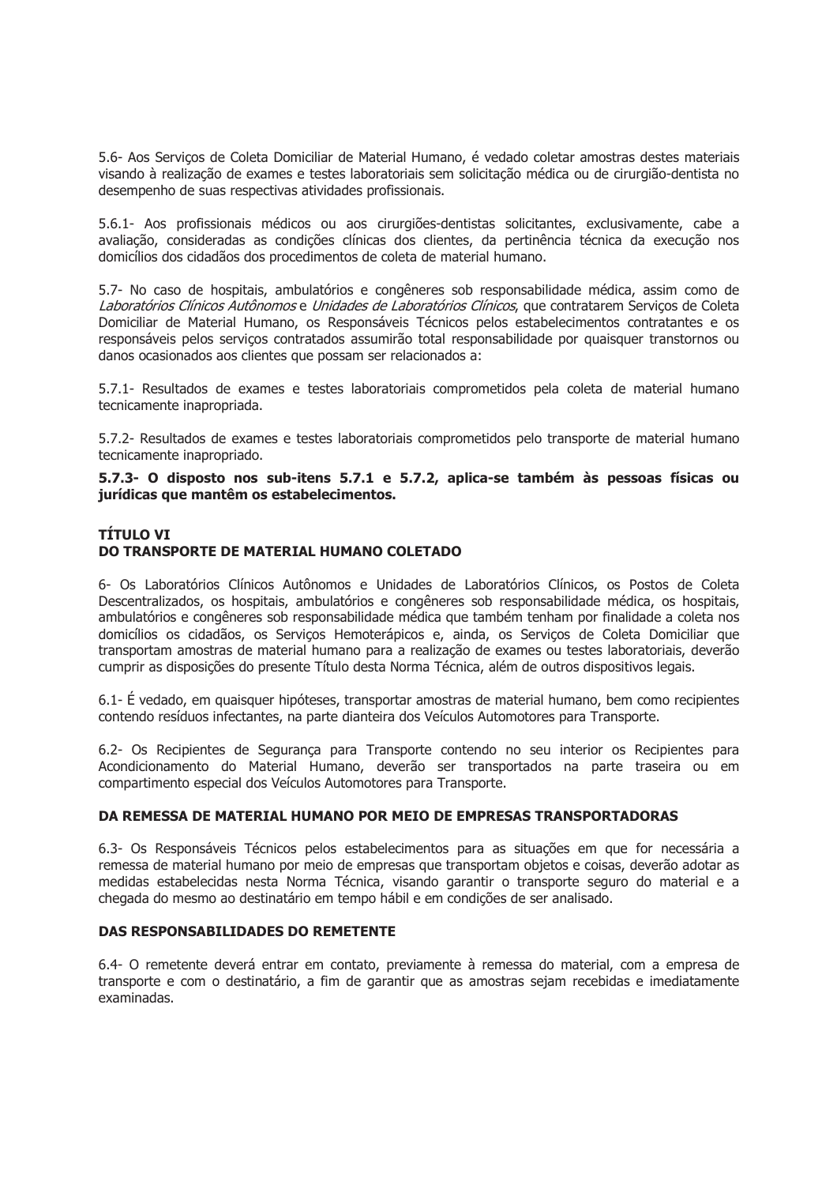5.6- Aos Serviços de Coleta Domiciliar de Material Humano, é vedado coletar amostras destes materiais visando à realização de exames e testes laboratoriais sem solicitação médica ou de cirurgião-dentista no desempenho de suas respectivas atividades profissionais.

5.6.1- Aos profissionais médicos ou aos cirurgiões-dentistas solicitantes, exclusivamente, cabe a avaliação, consideradas as condições clínicas dos clientes, da pertinência técnica da execução nos domicílios dos cidadãos dos procedimentos de coleta de material humano.

5.7- No caso de hospitais, ambulatórios e congêneres sob responsabilidade médica, assim como de *Laboratórios Clínicos Autônomos* e *Unidades de Laboratórios Clínicos*, que contratarem Serviços de Coleta Domiciliar de Material Humano, os Responsáveis Técnicos pelos estabelecimentos contratantes e os responsáveis pelos serviços contratados assumirão total responsabilidade por quaisquer transtornos ou danos ocasionados aos clientes que possam ser relacionados a:

5.7.1- Resultados de exames e testes laboratoriais comprometidos pela coleta de material humano tecnicamente inapropriada.

5.7.2- Resultados de exames e testes laboratoriais comprometidos pelo transporte de material humano tecnicamente inapropriado.

**5.7.3- O disposto nos sub-itens 5.7.1 e 5.7.2, aplica-se também às pessoas físicas ou jurídicas que mantêm os estabelecimentos.**

## TÍTULO VI
## DO TRANSPORTE DE MATERIAL HUMANO COLETADO

6- Os Laboratórios Clínicos Autônomos e Unidades de Laboratórios Clínicos, os Postos de Coleta Descentralizados, os hospitais, ambulatórios e congêneres sob responsabilidade médica, os hospitais, ambulatórios e congêneres sob responsabilidade médica que também tenham por finalidade a coleta nos domicílios os cidadãos, os Serviços Hemoterápicos e, ainda, os Serviços de Coleta Domiciliar que transportam amostras de material humano para a realização de exames ou testes laboratoriais, deverão cumprir as disposições do presente Título desta Norma Técnica, além de outros dispositivos legais.

6.1- É vedado, em quaisquer hipóteses, transportar amostras de material humano, bem como recipientes contendo resíduos infectantes, na parte dianteira dos Veículos Automotores para Transporte.

6.2- Os Recipientes de Segurança para Transporte contendo no seu interior os Recipientes para Acondicionamento do Material Humano, deverão ser transportados na parte traseira ou em compartimento especial dos Veículos Automotores para Transporte.

### DA REMESSA DE MATERIAL HUMANO POR MEIO DE EMPRESAS TRANSPORTADORAS

6.3- Os Responsáveis Técnicos pelos estabelecimentos para as situações em que for necessária a remessa de material humano por meio de empresas que transportam objetos e coisas, deverão adotar as medidas estabelecidas nesta Norma Técnica, visando garantir o transporte seguro do material e a chegada do mesmo ao destinatário em tempo hábil e em condições de ser analisado.

### DAS RESPONSABILIDADES DO REMETENTE

6.4- O remetente deverá entrar em contato, previamente à remessa do material, com a empresa de transporte e com o destinatário, a fim de garantir que as amostras sejam recebidas e imediatamente examinadas.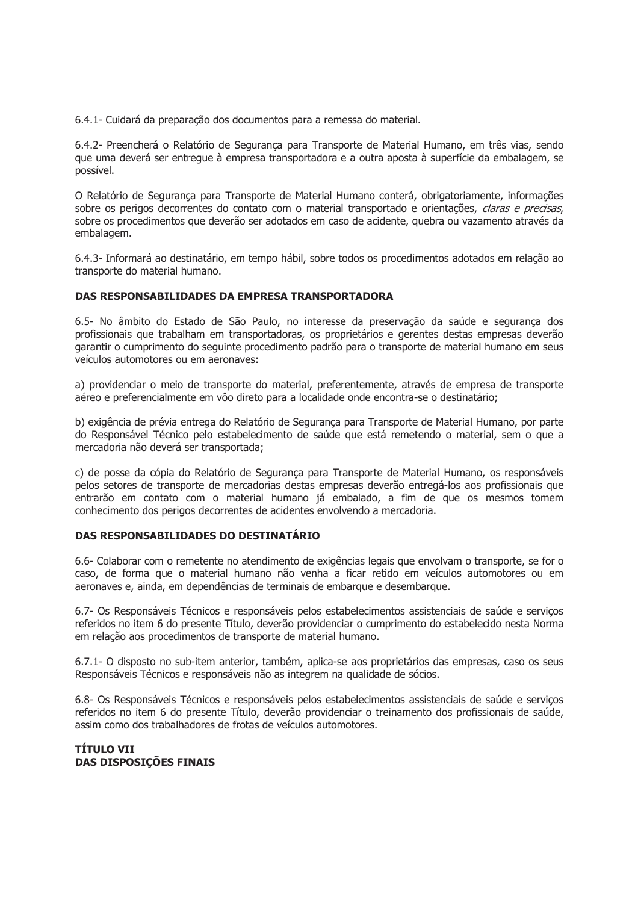6.4.1- Cuidará da preparação dos documentos para a remessa do material.

6.4.2- Preencherá o Relatório de Segurança para Transporte de Material Humano, em três vias, sendo que uma deverá ser entregue à empresa transportadora e a outra aposta à superfície da embalagem, se possível.

O Relatório de Segurança para Transporte de Material Humano conterá, obrigatoriamente, informações sobre os perigos decorrentes do contato com o material transportado e orientações, *claras e precisas*, sobre os procedimentos que deverão ser adotados em caso de acidente, quebra ou vazamento através da embalagem.

6.4.3- Informará ao destinatário, em tempo hábil, sobre todos os procedimentos adotados em relação ao transporte do material humano.

**DAS RESPONSABILIDADES DA EMPRESA TRANSPORTADORA**

6.5- No âmbito do Estado de São Paulo, no interesse da preservação da saúde e segurança dos profissionais que trabalham em transportadoras, os proprietários e gerentes destas empresas deverão garantir o cumprimento do seguinte procedimento padrão para o transporte de material humano em seus veículos automotores ou em aeronaves:

a) providenciar o meio de transporte do material, preferentemente, através de empresa de transporte aéreo e preferencialmente em vôo direto para a localidade onde encontra-se o destinatário;

b) exigência de prévia entrega do Relatório de Segurança para Transporte de Material Humano, por parte do Responsável Técnico pelo estabelecimento de saúde que está remetendo o material, sem o que a mercadoria não deverá ser transportada;

c) de posse da cópia do Relatório de Segurança para Transporte de Material Humano, os responsáveis pelos setores de transporte de mercadorias destas empresas deverão entregá-los aos profissionais que entrarão em contato com o material humano já embalado, a fim de que os mesmos tomem conhecimento dos perigos decorrentes de acidentes envolvendo a mercadoria.

**DAS RESPONSABILIDADES DO DESTINATÁRIO**

6.6- Colaborar com o remetente no atendimento de exigências legais que envolvam o transporte, se for o caso, de forma que o material humano não venha a ficar retido em veículos automotores ou em aeronaves e, ainda, em dependências de terminais de embarque e desembarque.

6.7- Os Responsáveis Técnicos e responsáveis pelos estabelecimentos assistenciais de saúde e serviços referidos no item 6 do presente Título, deverão providenciar o cumprimento do estabelecido nesta Norma em relação aos procedimentos de transporte de material humano.

6.7.1- O disposto no sub-item anterior, também, aplica-se aos proprietários das empresas, caso os seus Responsáveis Técnicos e responsáveis não as integrem na qualidade de sócios.

6.8- Os Responsáveis Técnicos e responsáveis pelos estabelecimentos assistenciais de saúde e serviços referidos no item 6 do presente Título, deverão providenciar o treinamento dos profissionais de saúde, assim como dos trabalhadores de frotas de veículos automotores.

## TÍTULO VII
## DAS DISPOSIÇÕES FINAIS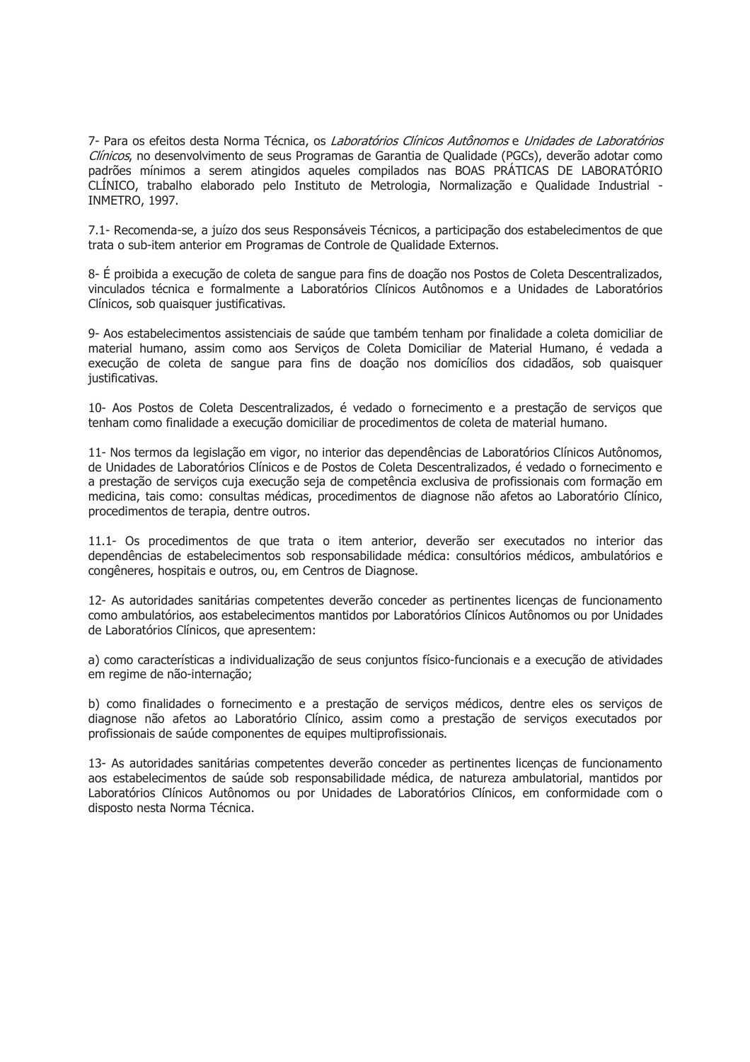7- Para os efeitos desta Norma Técnica, os *Laboratórios Clínicos Autônomos* e *Unidades de Laboratórios Clínicos*, no desenvolvimento de seus Programas de Garantia de Qualidade (PGCs), deverão adotar como padrões mínimos a serem atingidos aqueles compilados nas BOAS PRÁTICAS DE LABORATÓRIO CLÍNICO, trabalho elaborado pelo Instituto de Metrologia, Normalização e Qualidade Industrial - INMETRO, 1997.

7.1- Recomenda-se, a juízo dos seus Responsáveis Técnicos, a participação dos estabelecimentos de que trata o sub-item anterior em Programas de Controle de Qualidade Externos.

8- É proibida a execução de coleta de sangue para fins de doação nos Postos de Coleta Descentralizados, vinculados técnica e formalmente a Laboratórios Clínicos Autônomos e a Unidades de Laboratórios Clínicos, sob quaisquer justificativas.

9- Aos estabelecimentos assistenciais de saúde que também tenham por finalidade a coleta domiciliar de material humano, assim como aos Serviços de Coleta Domiciliar de Material Humano, é vedada a execução de coleta de sangue para fins de doação nos domicílios dos cidadãos, sob quaisquer justificativas.

10- Aos Postos de Coleta Descentralizados, é vedado o fornecimento e a prestação de serviços que tenham como finalidade a execução domiciliar de procedimentos de coleta de material humano.

11- Nos termos da legislação em vigor, no interior das dependências de Laboratórios Clínicos Autônomos, de Unidades de Laboratórios Clínicos e de Postos de Coleta Descentralizados, é vedado o fornecimento e a prestação de serviços cuja execução seja de competência exclusiva de profissionais com formação em medicina, tais como: consultas médicas, procedimentos de diagnose não afetos ao Laboratório Clínico, procedimentos de terapia, dentre outros.

11.1- Os procedimentos de que trata o item anterior, deverão ser executados no interior das dependências de estabelecimentos sob responsabilidade médica: consultórios médicos, ambulatórios e congêneres, hospitais e outros, ou, em Centros de Diagnose.

12- As autoridades sanitárias competentes deverão conceder as pertinentes licenças de funcionamento como ambulatórios, aos estabelecimentos mantidos por Laboratórios Clínicos Autônomos ou por Unidades de Laboratórios Clínicos, que apresentem:

a) como características a individualização de seus conjuntos físico-funcionais e a execução de atividades em regime de não-internação;

b) como finalidades o fornecimento e a prestação de serviços médicos, dentre eles os serviços de diagnose não afetos ao Laboratório Clínico, assim como a prestação de serviços executados por profissionais de saúde componentes de equipes multiprofissionais.

13- As autoridades sanitárias competentes deverão conceder as pertinentes licenças de funcionamento aos estabelecimentos de saúde sob responsabilidade médica, de natureza ambulatorial, mantidos por Laboratórios Clínicos Autônomos ou por Unidades de Laboratórios Clínicos, em conformidade com o disposto nesta Norma Técnica.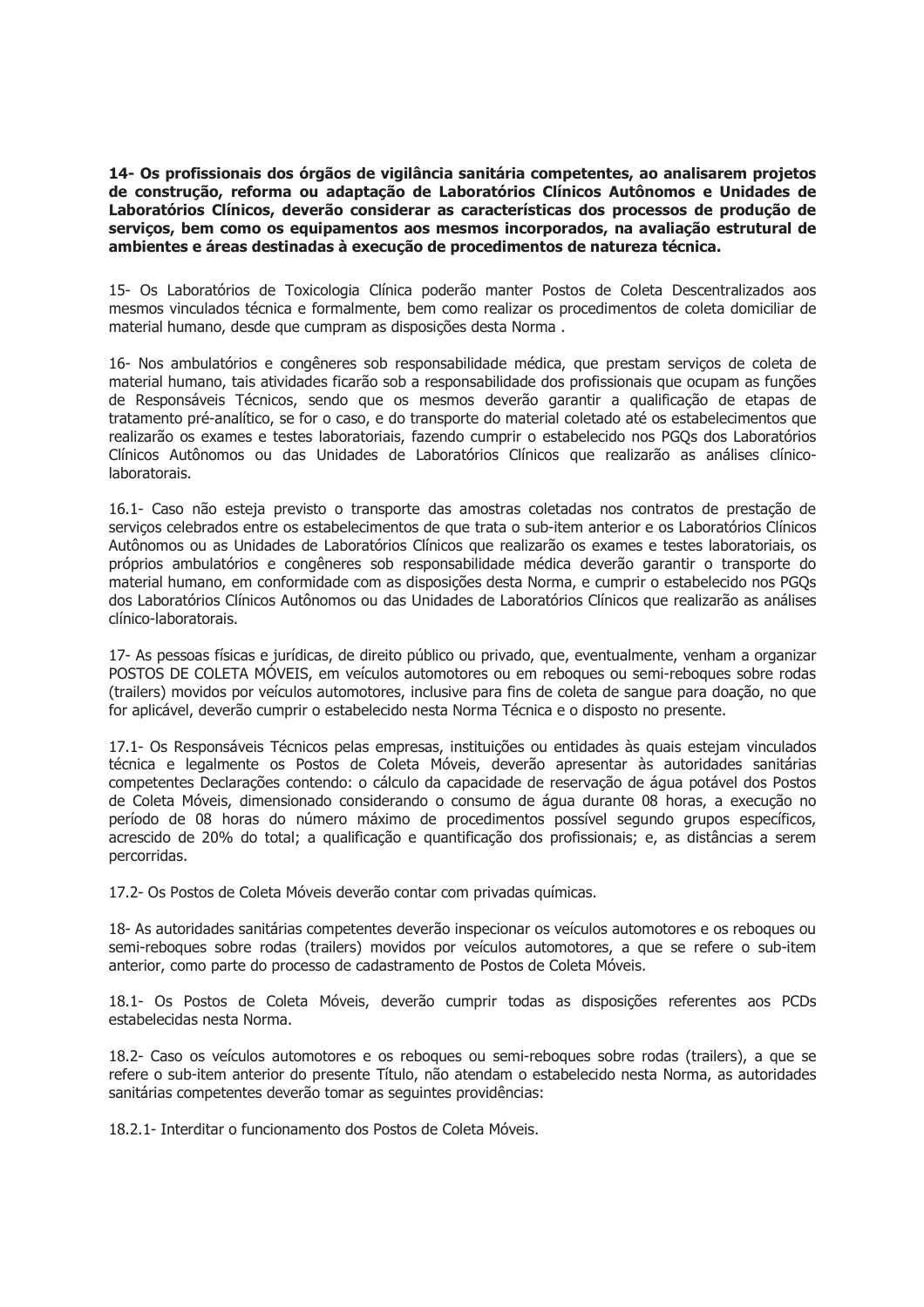**14- Os profissionais dos órgãos de vigilância sanitária competentes, ao analisarem projetos de construção, reforma ou adaptação de Laboratórios Clínicos Autônomos e Unidades de Laboratórios Clínicos, deverão considerar as características dos processos de produção de serviços, bem como os equipamentos aos mesmos incorporados, na avaliação estrutural de ambientes e áreas destinadas à execução de procedimentos de natureza técnica.**

15- Os Laboratórios de Toxicologia Clínica poderão manter Postos de Coleta Descentralizados aos mesmos vinculados técnica e formalmente, bem como realizar os procedimentos de coleta domiciliar de material humano, desde que cumpram as disposições desta Norma .

16- Nos ambulatórios e congêneres sob responsabilidade médica, que prestam serviços de coleta de material humano, tais atividades ficarão sob a responsabilidade dos profissionais que ocupam as funções de Responsáveis Técnicos, sendo que os mesmos deverão garantir a qualificação de etapas de tratamento pré-analítico, se for o caso, e do transporte do material coletado até os estabelecimentos que realizarão os exames e testes laboratoriais, fazendo cumprir o estabelecido nos PGQs dos Laboratórios Clínicos Autônomos ou das Unidades de Laboratórios Clínicos que realizarão as análises clínico-laboratorais.

16.1- Caso não esteja previsto o transporte das amostras coletadas nos contratos de prestação de serviços celebrados entre os estabelecimentos de que trata o sub-item anterior e os Laboratórios Clínicos Autônomos ou as Unidades de Laboratórios Clínicos que realizarão os exames e testes laboratoriais, os próprios ambulatórios e congêneres sob responsabilidade médica deverão garantir o transporte do material humano, em conformidade com as disposições desta Norma, e cumprir o estabelecido nos PGQs dos Laboratórios Clínicos Autônomos ou das Unidades de Laboratórios Clínicos que realizarão as análises clínico-laboratorais.

17- As pessoas físicas e jurídicas, de direito público ou privado, que, eventualmente, venham a organizar POSTOS DE COLETA MÓVEIS, em veículos automotores ou em reboques ou semi-reboques sobre rodas (trailers) movidos por veículos automotores, inclusive para fins de coleta de sangue para doação, no que for aplicável, deverão cumprir o estabelecido nesta Norma Técnica e o disposto no presente.

17.1- Os Responsáveis Técnicos pelas empresas, instituições ou entidades às quais estejam vinculados técnica e legalmente os Postos de Coleta Móveis, deverão apresentar às autoridades sanitárias competentes Declarações contendo: o cálculo da capacidade de reservação de água potável dos Postos de Coleta Móveis, dimensionado considerando o consumo de água durante 08 horas, a execução no período de 08 horas do número máximo de procedimentos possível segundo grupos específicos, acrescido de 20% do total; a qualificação e quantificação dos profissionais; e, as distâncias a serem percorridas.

17.2- Os Postos de Coleta Móveis deverão contar com privadas químicas.

18- As autoridades sanitárias competentes deverão inspecionar os veículos automotores e os reboques ou semi-reboques sobre rodas (trailers) movidos por veículos automotores, a que se refere o sub-item anterior, como parte do processo de cadastramento de Postos de Coleta Móveis.

18.1- Os Postos de Coleta Móveis, deverão cumprir todas as disposições referentes aos PCDs estabelecidas nesta Norma.

18.2- Caso os veículos automotores e os reboques ou semi-reboques sobre rodas (trailers), a que se refere o sub-item anterior do presente Título, não atendam o estabelecido nesta Norma, as autoridades sanitárias competentes deverão tomar as seguintes providências:

18.2.1- Interditar o funcionamento dos Postos de Coleta Móveis.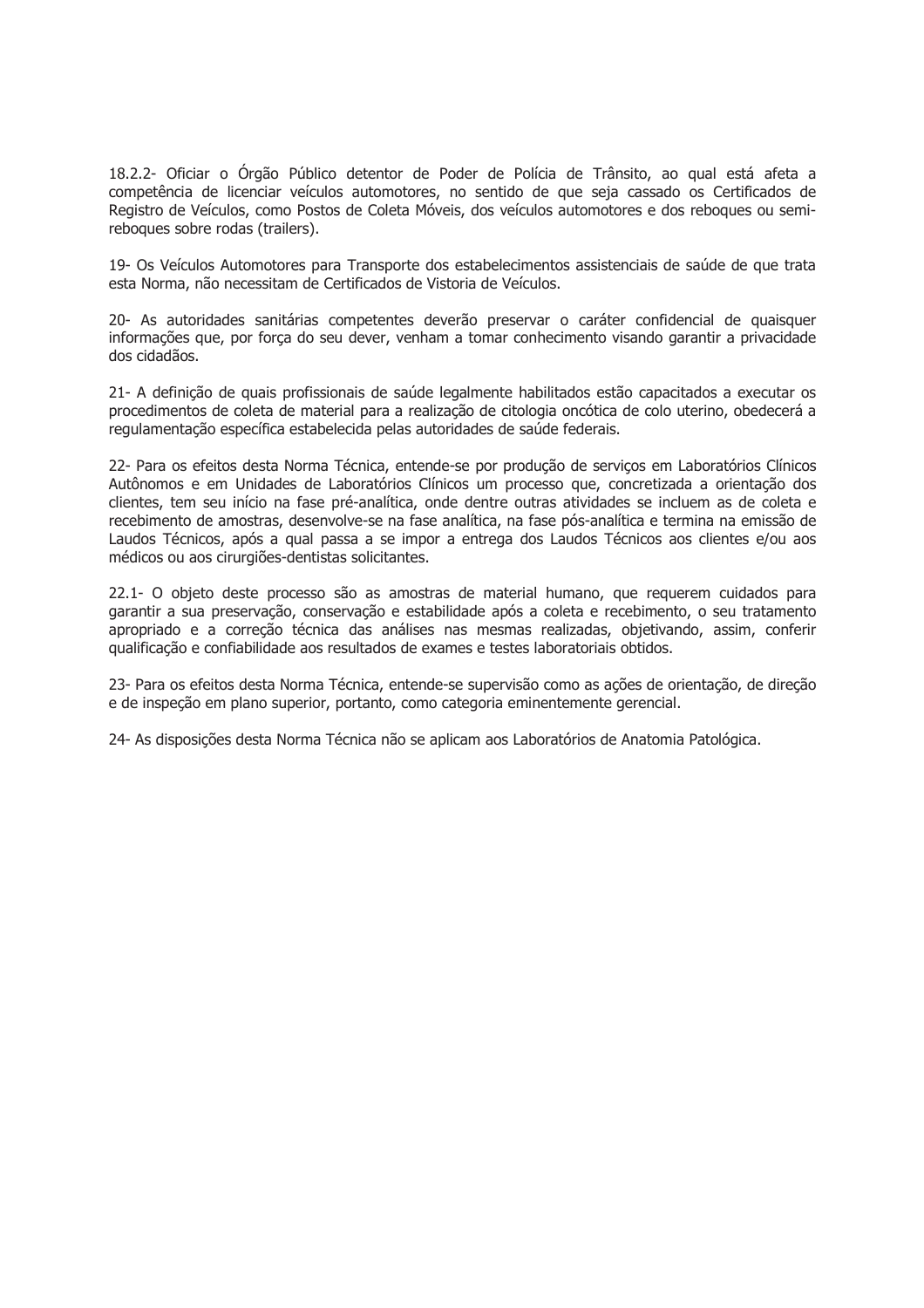18.2.2- Oficiar o Órgão Público detentor de Poder de Polícia de Trânsito, ao qual está afeta a competência de licenciar veículos automotores, no sentido de que seja cassado os Certificados de Registro de Veículos, como Postos de Coleta Móveis, dos veículos automotores e dos reboques ou semi-reboques sobre rodas (trailers).

19- Os Veículos Automotores para Transporte dos estabelecimentos assistenciais de saúde de que trata esta Norma, não necessitam de Certificados de Vistoria de Veículos.

20- As autoridades sanitárias competentes deverão preservar o caráter confidencial de quaisquer informações que, por força do seu dever, venham a tomar conhecimento visando garantir a privacidade dos cidadãos.

21- A definição de quais profissionais de saúde legalmente habilitados estão capacitados a executar os procedimentos de coleta de material para a realização de citologia oncótica de colo uterino, obedecerá a regulamentação específica estabelecida pelas autoridades de saúde federais.

22- Para os efeitos desta Norma Técnica, entende-se por produção de serviços em Laboratórios Clínicos Autônomos e em Unidades de Laboratórios Clínicos um processo que, concretizada a orientação dos clientes, tem seu início na fase pré-analítica, onde dentre outras atividades se incluem as de coleta e recebimento de amostras, desenvolve-se na fase analítica, na fase pós-analítica e termina na emissão de Laudos Técnicos, após a qual passa a se impor a entrega dos Laudos Técnicos aos clientes e/ou aos médicos ou aos cirurgiões-dentistas solicitantes.

22.1- O objeto deste processo são as amostras de material humano, que requerem cuidados para garantir a sua preservação, conservação e estabilidade após a coleta e recebimento, o seu tratamento apropriado e a correção técnica das análises nas mesmas realizadas, objetivando, assim, conferir qualificação e confiabilidade aos resultados de exames e testes laboratoriais obtidos.

23- Para os efeitos desta Norma Técnica, entende-se supervisão como as ações de orientação, de direção e de inspeção em plano superior, portanto, como categoria eminentemente gerencial.

24- As disposições desta Norma Técnica não se aplicam aos Laboratórios de Anatomia Patológica.